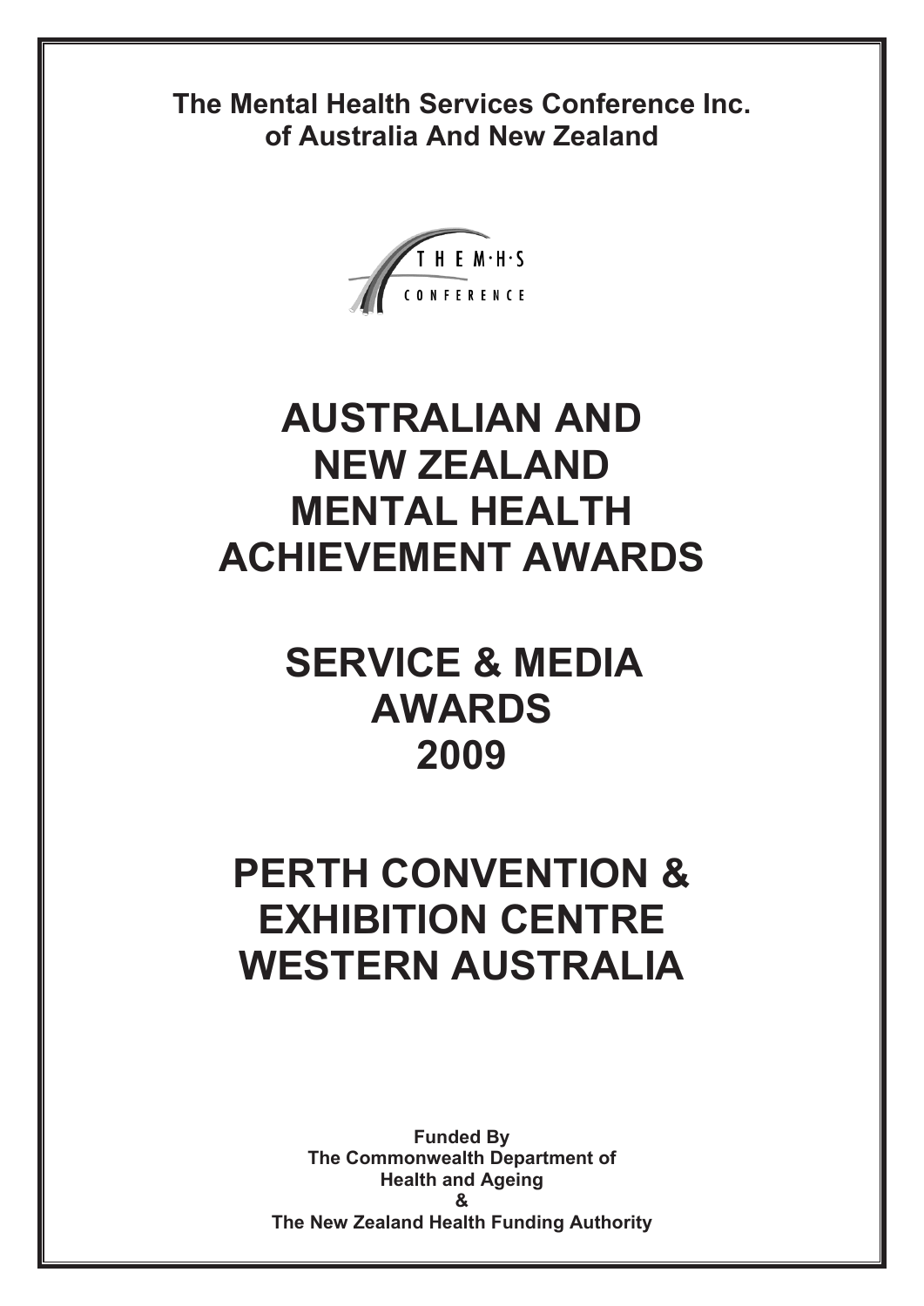**The Mental Health Services Conference Inc.**
**of Australia And New Zealand**

THE M·H·S CONFERENCE

# AUSTRALIAN AND NEW ZEALAND MENTAL HEALTH ACHIEVEMENT AWARDS

# SERVICE & MEDIA AWARDS 2009

# PERTH CONVENTION & EXHIBITION CENTRE WESTERN AUSTRALIA

**Funded By**
**The Commonwealth Department of Health and Ageing**
**&**
**The New Zealand Health Funding Authority**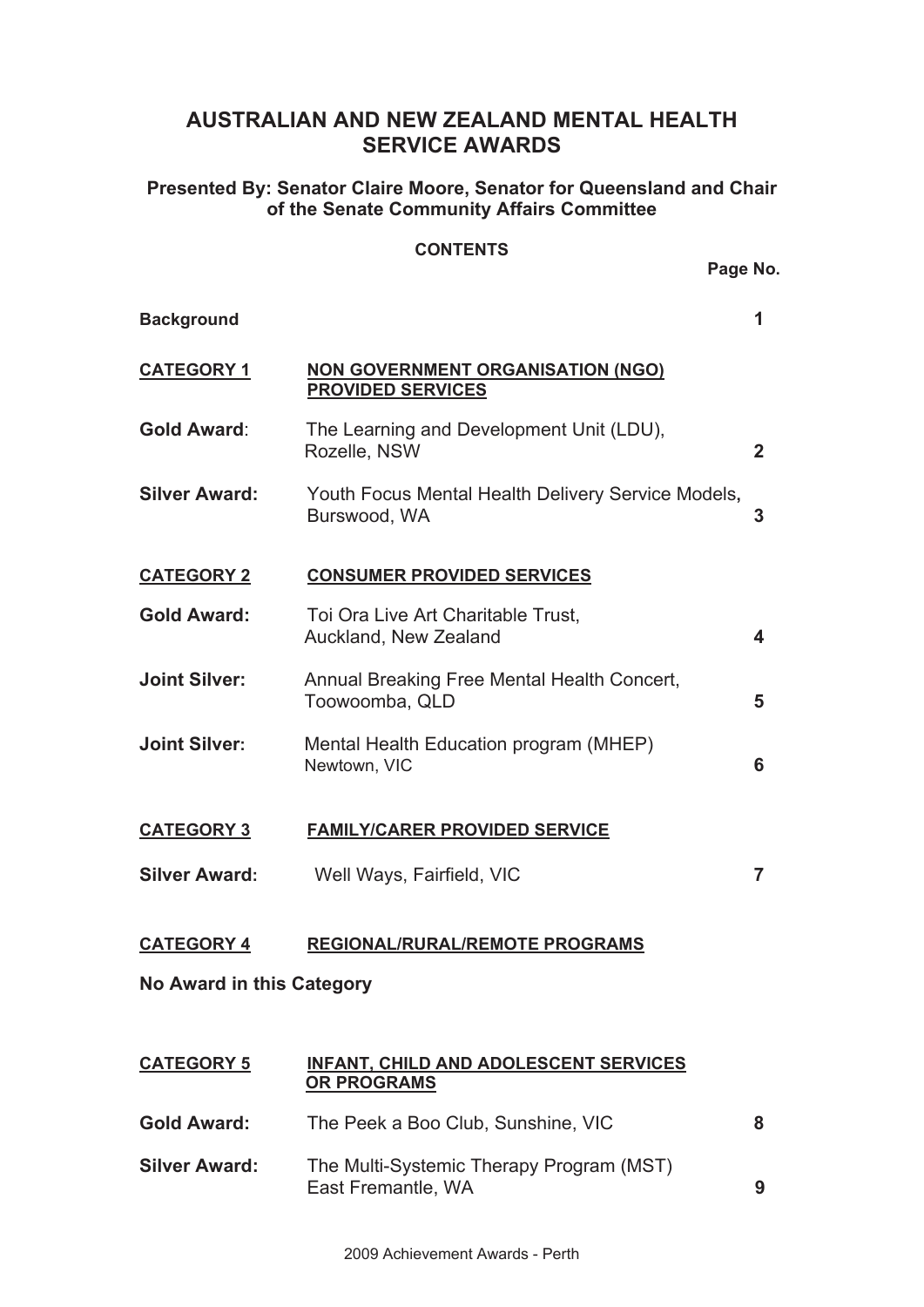# AUSTRALIAN AND NEW ZEALAND MENTAL HEALTH SERVICE AWARDS

### Presented By: Senator Claire Moore, Senator for Queensland and Chair of the Senate Community Affairs Committee

**CONTENTS**

| | | Page No. |
|---|---|---|
| **Background** | | **1** |
| **CATEGORY 1** | **NON GOVERNMENT ORGANISATION (NGO) PROVIDED SERVICES** | |
| **Gold Award**: | The Learning and Development Unit (LDU), Rozelle, NSW | **2** |
| **Silver Award:** | Youth Focus Mental Health Delivery Service Models, Burswood, WA | **3** |
| **CATEGORY 2** | **CONSUMER PROVIDED SERVICES** | |
| **Gold Award:** | Toi Ora Live Art Charitable Trust, Auckland, New Zealand | **4** |
| **Joint Silver:** | Annual Breaking Free Mental Health Concert, Toowoomba, QLD | **5** |
| **Joint Silver:** | Mental Health Education program (MHEP) Newtown, VIC | **6** |
| **CATEGORY 3** | **FAMILY/CARER PROVIDED SERVICE** | |
| **Silver Award:** | Well Ways, Fairfield, VIC | **7** |
| **CATEGORY 4** | **REGIONAL/RURAL/REMOTE PROGRAMS** | |
| **No Award in this Category** | | |
| **CATEGORY 5** | **INFANT, CHILD AND ADOLESCENT SERVICES OR PROGRAMS** | |
| **Gold Award:** | The Peek a Boo Club, Sunshine, VIC | **8** |
| **Silver Award:** | The Multi-Systemic Therapy Program (MST) East Fremantle, WA | **9** |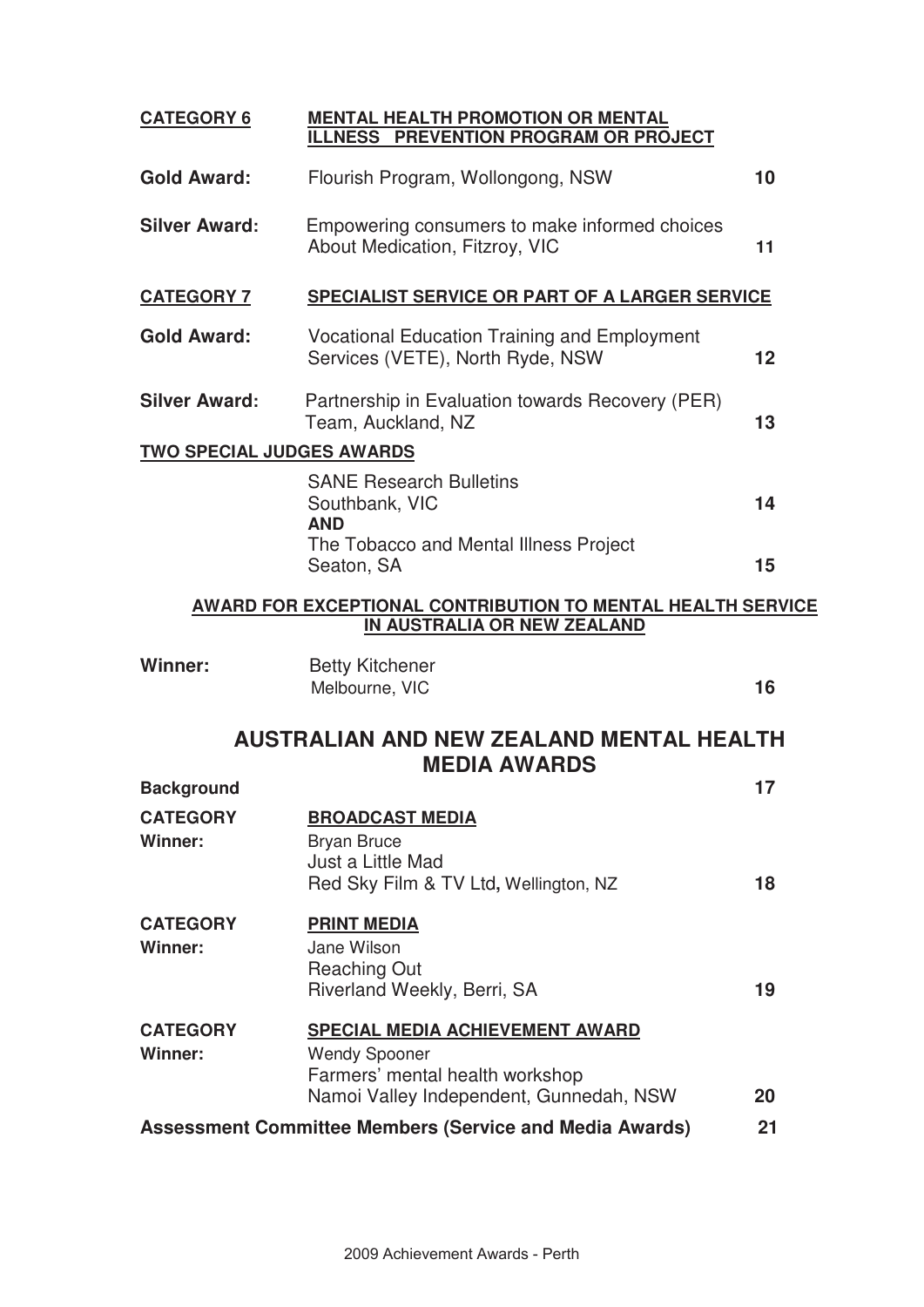| **CATEGORY 6** | **MENTAL HEALTH PROMOTION OR MENTAL ILLNESS PREVENTION PROGRAM OR PROJECT** | |
|---|---|---|
| **Gold Award:** | Flourish Program, Wollongong, NSW | **10** |
| **Silver Award:** | Empowering consumers to make informed choices About Medication, Fitzroy, VIC | **11** |

| **CATEGORY 7** | **SPECIALIST SERVICE OR PART OF A LARGER SERVICE** | |
|---|---|---|
| **Gold Award:** | Vocational Education Training and Employment Services (VETE), North Ryde, NSW | **12** |
| **Silver Award:** | Partnership in Evaluation towards Recovery (PER) Team, Auckland, NZ | **13** |

**TWO SPECIAL JUDGES AWARDS**

| | | |
|---|---|---|
| | SANE Research Bulletins Southbank, VIC | **14** |
| | **AND** | |
| | The Tobacco and Mental Illness Project Seaton, SA | **15** |

**AWARD FOR EXCEPTIONAL CONTRIBUTION TO MENTAL HEALTH SERVICE IN AUSTRALIA OR NEW ZEALAND**

| | | |
|---|---|---|
| **Winner:** | Betty Kitchener Melbourne, VIC | **16** |

## AUSTRALIAN AND NEW ZEALAND MENTAL HEALTH MEDIA AWARDS

| | | |
|---|---|---|
| **Background** | | **17** |
| **CATEGORY** | **BROADCAST MEDIA** | |
| **Winner:** | Bryan Bruce<br>Just a Little Mad<br>Red Sky Film & TV Ltd, Wellington, NZ | **18** |
| **CATEGORY** | **PRINT MEDIA** | |
| **Winner:** | Jane Wilson<br>Reaching Out<br>Riverland Weekly, Berri, SA | **19** |
| **CATEGORY** | **SPECIAL MEDIA ACHIEVEMENT AWARD** | |
| **Winner:** | Wendy Spooner<br>Farmers' mental health workshop<br>Namoi Valley Independent, Gunnedah, NSW | **20** |
| **Assessment Committee Members (Service and Media Awards)** | | **21** |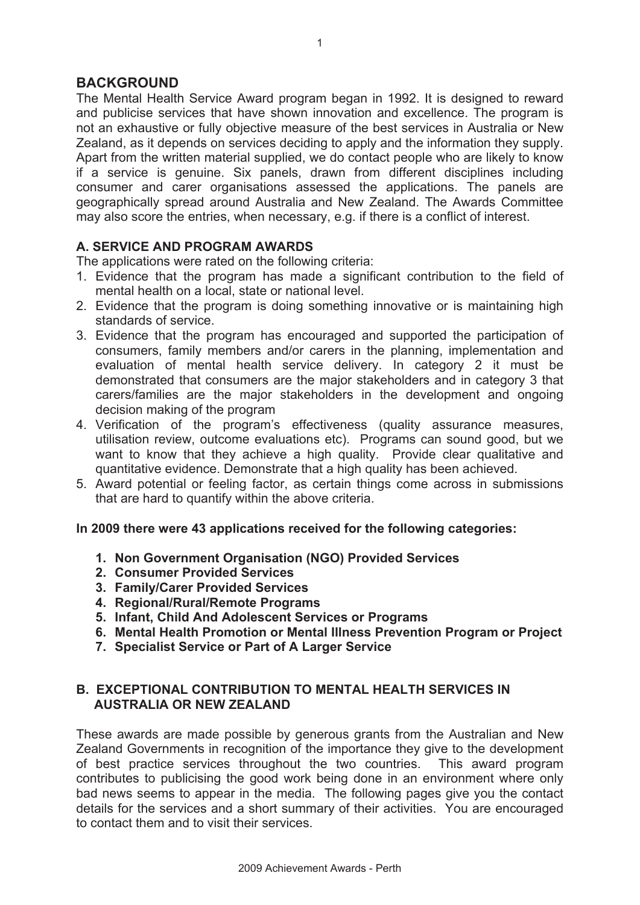## BACKGROUND

The Mental Health Service Award program began in 1992. It is designed to reward and publicise services that have shown innovation and excellence. The program is not an exhaustive or fully objective measure of the best services in Australia or New Zealand, as it depends on services deciding to apply and the information they supply. Apart from the written material supplied, we do contact people who are likely to know if a service is genuine. Six panels, drawn from different disciplines including consumer and carer organisations assessed the applications. The panels are geographically spread around Australia and New Zealand. The Awards Committee may also score the entries, when necessary, e.g. if there is a conflict of interest.

### A. SERVICE AND PROGRAM AWARDS

The applications were rated on the following criteria:

1. Evidence that the program has made a significant contribution to the field of mental health on a local, state or national level.
2. Evidence that the program is doing something innovative or is maintaining high standards of service.
3. Evidence that the program has encouraged and supported the participation of consumers, family members and/or carers in the planning, implementation and evaluation of mental health service delivery. In category 2 it must be demonstrated that consumers are the major stakeholders and in category 3 that carers/families are the major stakeholders in the development and ongoing decision making of the program
4. Verification of the program's effectiveness (quality assurance measures, utilisation review, outcome evaluations etc). Programs can sound good, but we want to know that they achieve a high quality. Provide clear qualitative and quantitative evidence. Demonstrate that a high quality has been achieved.
5. Award potential or feeling factor, as certain things come across in submissions that are hard to quantify within the above criteria.

**In 2009 there were 43 applications received for the following categories:**

1. **Non Government Organisation (NGO) Provided Services**
2. **Consumer Provided Services**
3. **Family/Carer Provided Services**
4. **Regional/Rural/Remote Programs**
5. **Infant, Child And Adolescent Services or Programs**
6. **Mental Health Promotion or Mental Illness Prevention Program or Project**
7. **Specialist Service or Part of A Larger Service**

### B. EXCEPTIONAL CONTRIBUTION TO MENTAL HEALTH SERVICES IN AUSTRALIA OR NEW ZEALAND

These awards are made possible by generous grants from the Australian and New Zealand Governments in recognition of the importance they give to the development of best practice services throughout the two countries. This award program contributes to publicising the good work being done in an environment where only bad news seems to appear in the media. The following pages give you the contact details for the services and a short summary of their activities. You are encouraged to contact them and to visit their services.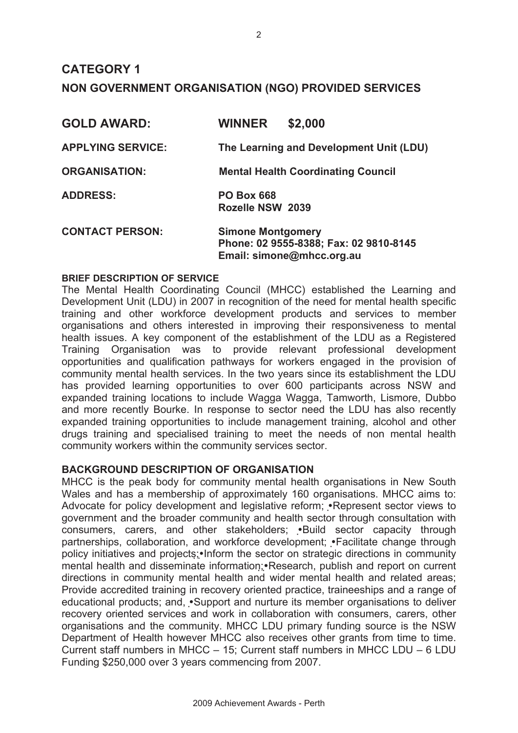# CATEGORY 1

## NON GOVERNMENT ORGANISATION (NGO) PROVIDED SERVICES

| | |
|---|---|
| **GOLD AWARD:** | **WINNER $2,000** |
| **APPLYING SERVICE:** | **The Learning and Development Unit (LDU)** |
| **ORGANISATION:** | **Mental Health Coordinating Council** |
| **ADDRESS:** | **PO Box 668**<br>**Rozelle NSW 2039** |
| **CONTACT PERSON:** | **Simone Montgomery**<br>**Phone: 02 9555-8388; Fax: 02 9810-8145**<br>**Email: simone@mhcc.org.au** |

#### BRIEF DESCRIPTION OF SERVICE

The Mental Health Coordinating Council (MHCC) established the Learning and Development Unit (LDU) in 2007 in recognition of the need for mental health specific training and other workforce development products and services to member organisations and others interested in improving their responsiveness to mental health issues. A key component of the establishment of the LDU as a Registered Training Organisation was to provide relevant professional development opportunities and qualification pathways for workers engaged in the provision of community mental health services. In the two years since its establishment the LDU has provided learning opportunities to over 600 participants across NSW and expanded training locations to include Wagga Wagga, Tamworth, Lismore, Dubbo and more recently Bourke. In response to sector need the LDU has also recently expanded training opportunities to include management training, alcohol and other drugs training and specialised training to meet the needs of non mental health community workers within the community services sector.

### BACKGROUND DESCRIPTION OF ORGANISATION

MHCC is the peak body for community mental health organisations in New South Wales and has a membership of approximately 160 organisations. MHCC aims to: Advocate for policy development and legislative reform; •Represent sector views to government and the broader community and health sector through consultation with consumers, carers, and other stakeholders; •Build sector capacity through partnerships, collaboration, and workforce development; •Facilitate change through policy initiatives and projects;•Inform the sector on strategic directions in community mental health and disseminate information;•Research, publish and report on current directions in community mental health and wider mental health and related areas; Provide accredited training in recovery oriented practice, traineeships and a range of educational products; and, •Support and nurture its member organisations to deliver recovery oriented services and work in collaboration with consumers, carers, other organisations and the community. MHCC LDU primary funding source is the NSW Department of Health however MHCC also receives other grants from time to time. Current staff numbers in MHCC – 15; Current staff numbers in MHCC LDU – 6 LDU Funding $250,000 over 3 years commencing from 2007.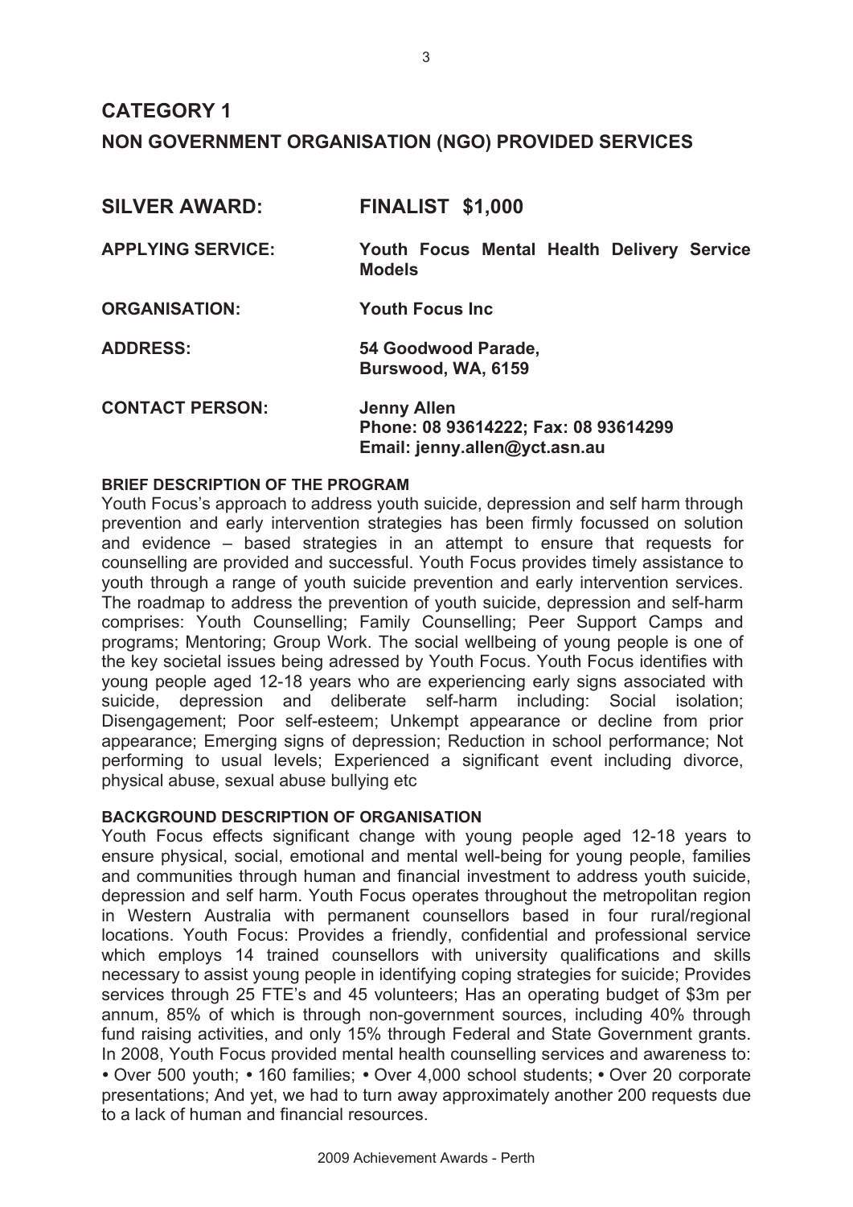# CATEGORY 1

## NON GOVERNMENT ORGANISATION (NGO) PROVIDED SERVICES

| | |
|---|---|
| **SILVER AWARD:** | **FINALIST $1,000** |
| **APPLYING SERVICE:** | **Youth Focus Mental Health Delivery Service Models** |
| **ORGANISATION:** | **Youth Focus Inc** |
| **ADDRESS:** | **54 Goodwood Parade, Burswood, WA, 6159** |
| **CONTACT PERSON:** | **Jenny Allen**<br>**Phone: 08 93614222; Fax: 08 93614299**<br>**Email: jenny.allen@yct.asn.au** |

**BRIEF DESCRIPTION OF THE PROGRAM**

Youth Focus's approach to address youth suicide, depression and self harm through prevention and early intervention strategies has been firmly focussed on solution and evidence – based strategies in an attempt to ensure that requests for counselling are provided and successful. Youth Focus provides timely assistance to youth through a range of youth suicide prevention and early intervention services. The roadmap to address the prevention of youth suicide, depression and self-harm comprises: Youth Counselling; Family Counselling; Peer Support Camps and programs; Mentoring; Group Work. The social wellbeing of young people is one of the key societal issues being adressed by Youth Focus. Youth Focus identifies with young people aged 12-18 years who are experiencing early signs associated with suicide, depression and deliberate self-harm including: Social isolation; Disengagement; Poor self-esteem; Unkempt appearance or decline from prior appearance; Emerging signs of depression; Reduction in school performance; Not performing to usual levels; Experienced a significant event including divorce, physical abuse, sexual abuse bullying etc

**BACKGROUND DESCRIPTION OF ORGANISATION**

Youth Focus effects significant change with young people aged 12-18 years to ensure physical, social, emotional and mental well-being for young people, families and communities through human and financial investment to address youth suicide, depression and self harm. Youth Focus operates throughout the metropolitan region in Western Australia with permanent counsellors based in four rural/regional locations. Youth Focus: Provides a friendly, confidential and professional service which employs 14 trained counsellors with university qualifications and skills necessary to assist young people in identifying coping strategies for suicide; Provides services through 25 FTE's and 45 volunteers; Has an operating budget of $3m per annum, 85% of which is through non-government sources, including 40% through fund raising activities, and only 15% through Federal and State Government grants. In 2008, Youth Focus provided mental health counselling services and awareness to: • Over 500 youth; • 160 families; • Over 4,000 school students; • Over 20 corporate presentations; And yet, we had to turn away approximately another 200 requests due to a lack of human and financial resources.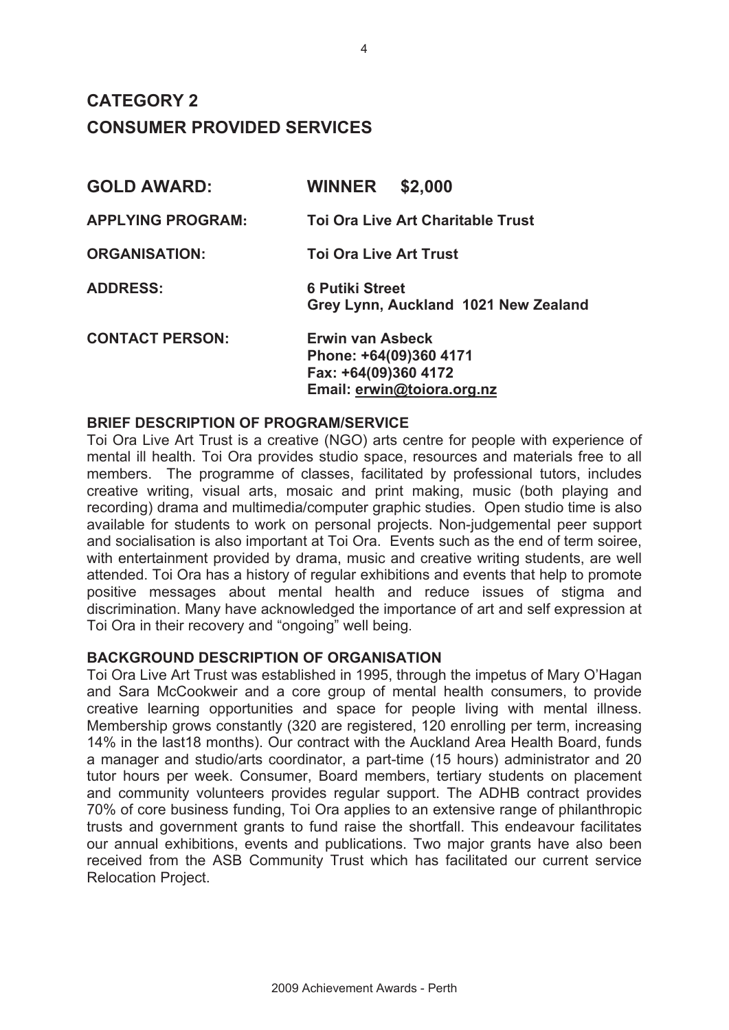# CATEGORY 2
# CONSUMER PROVIDED SERVICES

**GOLD AWARD:** **WINNER $2,000**

**APPLYING PROGRAM:** **Toi Ora Live Art Charitable Trust**

**ORGANISATION:** **Toi Ora Live Art Trust**

**ADDRESS:** **6 Putiki Street**
**Grey Lynn, Auckland 1021 New Zealand**

**CONTACT PERSON:** **Erwin van Asbeck**
**Phone: +64(09)360 4171**
**Fax: +64(09)360 4172**
**Email: erwin@toiora.org.nz**

### BRIEF DESCRIPTION OF PROGRAM/SERVICE

Toi Ora Live Art Trust is a creative (NGO) arts centre for people with experience of mental ill health. Toi Ora provides studio space, resources and materials free to all members. The programme of classes, facilitated by professional tutors, includes creative writing, visual arts, mosaic and print making, music (both playing and recording) drama and multimedia/computer graphic studies. Open studio time is also available for students to work on personal projects. Non-judgemental peer support and socialisation is also important at Toi Ora. Events such as the end of term soiree, with entertainment provided by drama, music and creative writing students, are well attended. Toi Ora has a history of regular exhibitions and events that help to promote positive messages about mental health and reduce issues of stigma and discrimination. Many have acknowledged the importance of art and self expression at Toi Ora in their recovery and "ongoing" well being.

### BACKGROUND DESCRIPTION OF ORGANISATION

Toi Ora Live Art Trust was established in 1995, through the impetus of Mary O'Hagan and Sara McCookweir and a core group of mental health consumers, to provide creative learning opportunities and space for people living with mental illness. Membership grows constantly (320 are registered, 120 enrolling per term, increasing 14% in the last18 months). Our contract with the Auckland Area Health Board, funds a manager and studio/arts coordinator, a part-time (15 hours) administrator and 20 tutor hours per week. Consumer, Board members, tertiary students on placement and community volunteers provides regular support. The ADHB contract provides 70% of core business funding, Toi Ora applies to an extensive range of philanthropic trusts and government grants to fund raise the shortfall. This endeavour facilitates our annual exhibitions, events and publications. Two major grants have also been received from the ASB Community Trust which has facilitated our current service Relocation Project.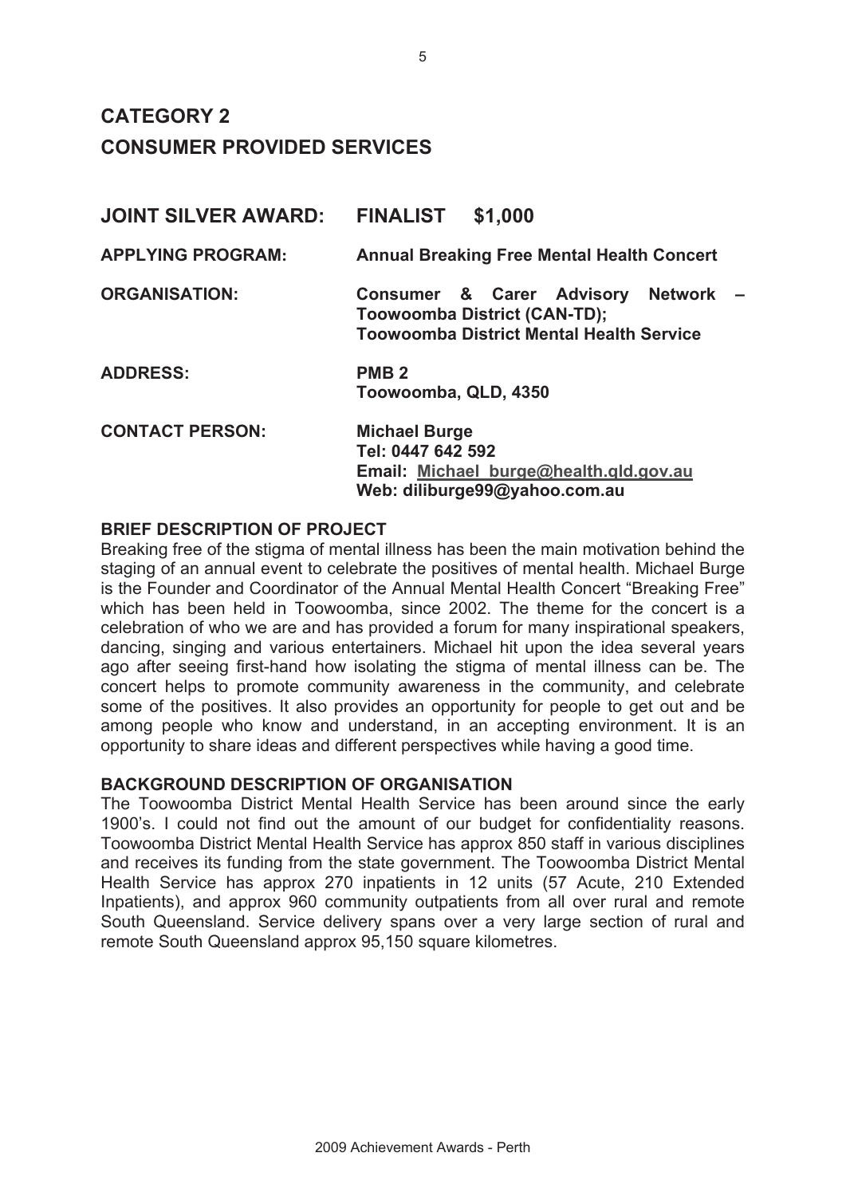# CATEGORY 2
# CONSUMER PROVIDED SERVICES

**JOINT SILVER AWARD:** **FINALIST $1,000**

**APPLYING PROGRAM:** **Annual Breaking Free Mental Health Concert**

**ORGANISATION:** **Consumer & Carer Advisory Network – Toowoomba District (CAN-TD); Toowoomba District Mental Health Service**

**ADDRESS:** **PMB 2**
**Toowoomba, QLD, 4350**

**CONTACT PERSON:** **Michael Burge**
**Tel: 0447 642 592**
**Email: Michael_burge@health.qld.gov.au**
**Web: diliburge99@yahoo.com.au**

**BRIEF DESCRIPTION OF PROJECT**

Breaking free of the stigma of mental illness has been the main motivation behind the staging of an annual event to celebrate the positives of mental health. Michael Burge is the Founder and Coordinator of the Annual Mental Health Concert "Breaking Free" which has been held in Toowoomba, since 2002. The theme for the concert is a celebration of who we are and has provided a forum for many inspirational speakers, dancing, singing and various entertainers. Michael hit upon the idea several years ago after seeing first-hand how isolating the stigma of mental illness can be. The concert helps to promote community awareness in the community, and celebrate some of the positives. It also provides an opportunity for people to get out and be among people who know and understand, in an accepting environment. It is an opportunity to share ideas and different perspectives while having a good time.

**BACKGROUND DESCRIPTION OF ORGANISATION**

The Toowoomba District Mental Health Service has been around since the early 1900's. I could not find out the amount of our budget for confidentiality reasons. Toowoomba District Mental Health Service has approx 850 staff in various disciplines and receives its funding from the state government. The Toowoomba District Mental Health Service has approx 270 inpatients in 12 units (57 Acute, 210 Extended Inpatients), and approx 960 community outpatients from all over rural and remote South Queensland. Service delivery spans over a very large section of rural and remote South Queensland approx 95,150 square kilometres.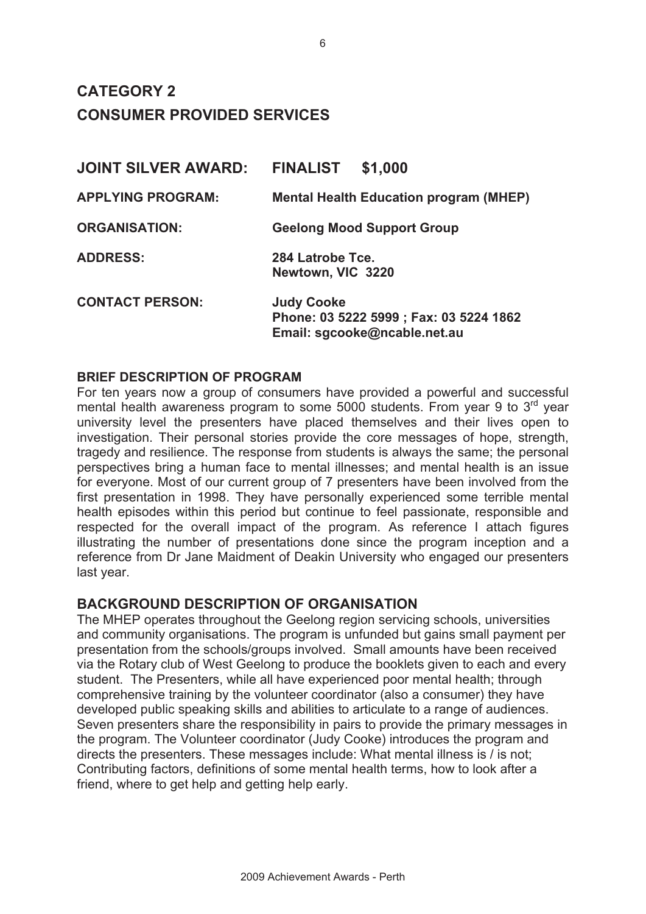# CATEGORY 2
# CONSUMER PROVIDED SERVICES

**JOINT SILVER AWARD:** **FINALIST $1,000**

**APPLYING PROGRAM:** **Mental Health Education program (MHEP)**

**ORGANISATION:** **Geelong Mood Support Group**

**ADDRESS:** **284 Latrobe Tce.**
**Newtown, VIC 3220**

**CONTACT PERSON:** **Judy Cooke**
**Phone: 03 5222 5999 ; Fax: 03 5224 1862**
**Email: sgcooke@ncable.net.au**

### BRIEF DESCRIPTION OF PROGRAM

For ten years now a group of consumers have provided a powerful and successful mental health awareness program to some 5000 students. From year 9 to 3rd year university level the presenters have placed themselves and their lives open to investigation. Their personal stories provide the core messages of hope, strength, tragedy and resilience. The response from students is always the same; the personal perspectives bring a human face to mental illnesses; and mental health is an issue for everyone. Most of our current group of 7 presenters have been involved from the first presentation in 1998. They have personally experienced some terrible mental health episodes within this period but continue to feel passionate, responsible and respected for the overall impact of the program. As reference I attach figures illustrating the number of presentations done since the program inception and a reference from Dr Jane Maidment of Deakin University who engaged our presenters last year.

## BACKGROUND DESCRIPTION OF ORGANISATION

The MHEP operates throughout the Geelong region servicing schools, universities and community organisations. The program is unfunded but gains small payment per presentation from the schools/groups involved. Small amounts have been received via the Rotary club of West Geelong to produce the booklets given to each and every student. The Presenters, while all have experienced poor mental health; through comprehensive training by the volunteer coordinator (also a consumer) they have developed public speaking skills and abilities to articulate to a range of audiences. Seven presenters share the responsibility in pairs to provide the primary messages in the program. The Volunteer coordinator (Judy Cooke) introduces the program and directs the presenters. These messages include: What mental illness is / is not; Contributing factors, definitions of some mental health terms, how to look after a friend, where to get help and getting help early.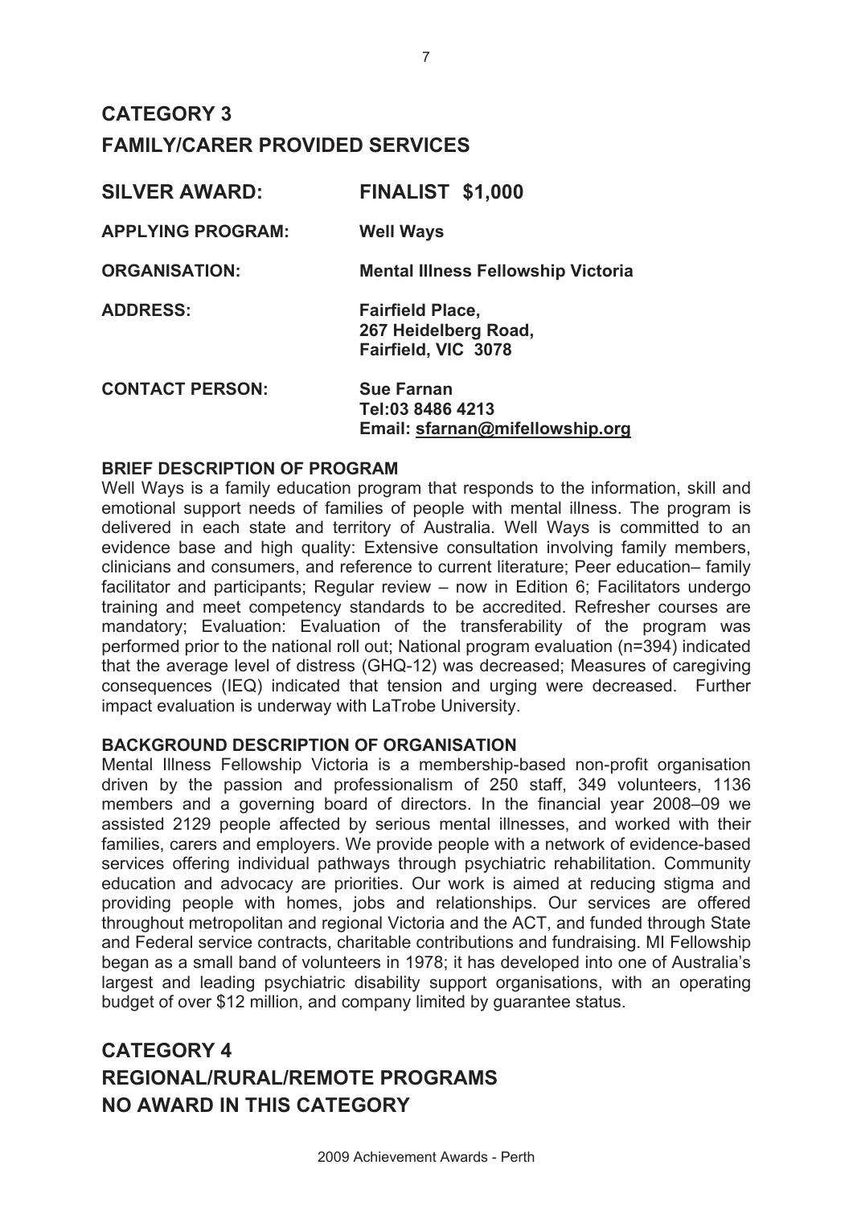# CATEGORY 3
# FAMILY/CARER PROVIDED SERVICES

| | |
|---|---|
| **SILVER AWARD:** | **FINALIST $1,000** |
| **APPLYING PROGRAM:** | **Well Ways** |
| **ORGANISATION:** | **Mental Illness Fellowship Victoria** |
| **ADDRESS:** | **Fairfield Place, 267 Heidelberg Road, Fairfield, VIC 3078** |
| **CONTACT PERSON:** | **Sue Farnan Tel:03 8486 4213 Email: sfarnan@mifellowship.org** |

**BRIEF DESCRIPTION OF PROGRAM**

Well Ways is a family education program that responds to the information, skill and emotional support needs of families of people with mental illness. The program is delivered in each state and territory of Australia. Well Ways is committed to an evidence base and high quality: Extensive consultation involving family members, clinicians and consumers, and reference to current literature; Peer education– family facilitator and participants; Regular review – now in Edition 6; Facilitators undergo training and meet competency standards to be accredited. Refresher courses are mandatory; Evaluation: Evaluation of the transferability of the program was performed prior to the national roll out; National program evaluation (n=394) indicated that the average level of distress (GHQ-12) was decreased; Measures of caregiving consequences (IEQ) indicated that tension and urging were decreased. Further impact evaluation is underway with LaTrobe University.

**BACKGROUND DESCRIPTION OF ORGANISATION**

Mental Illness Fellowship Victoria is a membership-based non-profit organisation driven by the passion and professionalism of 250 staff, 349 volunteers, 1136 members and a governing board of directors. In the financial year 2008–09 we assisted 2129 people affected by serious mental illnesses, and worked with their families, carers and employers. We provide people with a network of evidence-based services offering individual pathways through psychiatric rehabilitation. Community education and advocacy are priorities. Our work is aimed at reducing stigma and providing people with homes, jobs and relationships. Our services are offered throughout metropolitan and regional Victoria and the ACT, and funded through State and Federal service contracts, charitable contributions and fundraising. MI Fellowship began as a small band of volunteers in 1978; it has developed into one of Australia's largest and leading psychiatric disability support organisations, with an operating budget of over $12 million, and company limited by guarantee status.

# CATEGORY 4
# REGIONAL/RURAL/REMOTE PROGRAMS
# NO AWARD IN THIS CATEGORY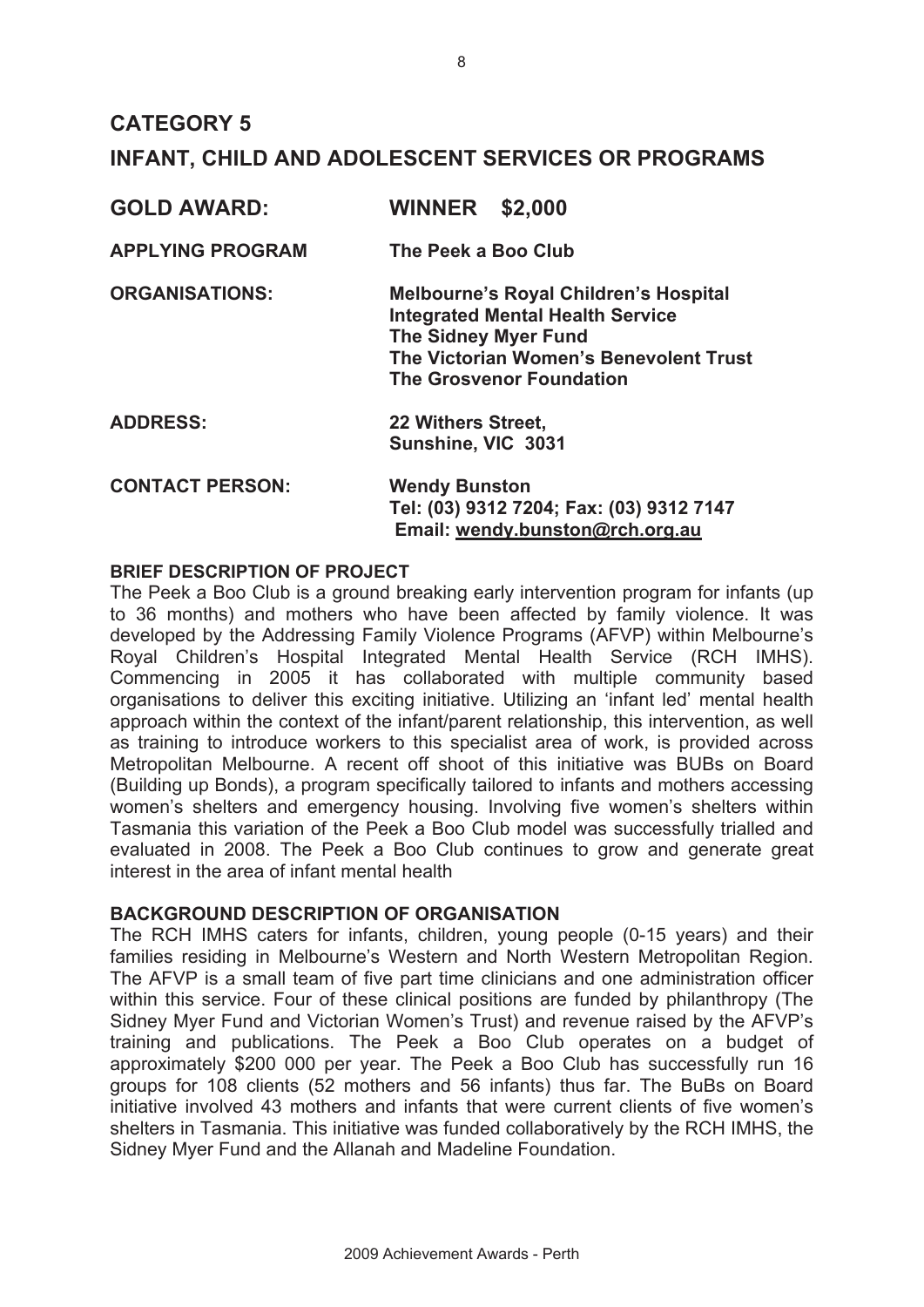# CATEGORY 5

# INFANT, CHILD AND ADOLESCENT SERVICES OR PROGRAMS

**GOLD AWARD:** **WINNER $2,000**

**APPLYING PROGRAM** **The Peek a Boo Club**

**ORGANISATIONS:** **Melbourne's Royal Children's Hospital Integrated Mental Health Service**
**The Sidney Myer Fund**
**The Victorian Women's Benevolent Trust**
**The Grosvenor Foundation**

**ADDRESS:** **22 Withers Street,**
**Sunshine, VIC 3031**

**CONTACT PERSON:** **Wendy Bunston**
**Tel: (03) 9312 7204; Fax: (03) 9312 7147**
**Email: wendy.bunston@rch.org.au**

**BRIEF DESCRIPTION OF PROJECT**

The Peek a Boo Club is a ground breaking early intervention program for infants (up to 36 months) and mothers who have been affected by family violence. It was developed by the Addressing Family Violence Programs (AFVP) within Melbourne's Royal Children's Hospital Integrated Mental Health Service (RCH IMHS). Commencing in 2005 it has collaborated with multiple community based organisations to deliver this exciting initiative. Utilizing an 'infant led' mental health approach within the context of the infant/parent relationship, this intervention, as well as training to introduce workers to this specialist area of work, is provided across Metropolitan Melbourne. A recent off shoot of this initiative was BUBs on Board (Building up Bonds), a program specifically tailored to infants and mothers accessing women's shelters and emergency housing. Involving five women's shelters within Tasmania this variation of the Peek a Boo Club model was successfully trialled and evaluated in 2008. The Peek a Boo Club continues to grow and generate great interest in the area of infant mental health

**BACKGROUND DESCRIPTION OF ORGANISATION**

The RCH IMHS caters for infants, children, young people (0-15 years) and their families residing in Melbourne's Western and North Western Metropolitan Region. The AFVP is a small team of five part time clinicians and one administration officer within this service. Four of these clinical positions are funded by philanthropy (The Sidney Myer Fund and Victorian Women's Trust) and revenue raised by the AFVP's training and publications. The Peek a Boo Club operates on a budget of approximately $200 000 per year. The Peek a Boo Club has successfully run 16 groups for 108 clients (52 mothers and 56 infants) thus far. The BuBs on Board initiative involved 43 mothers and infants that were current clients of five women's shelters in Tasmania. This initiative was funded collaboratively by the RCH IMHS, the Sidney Myer Fund and the Allanah and Madeline Foundation.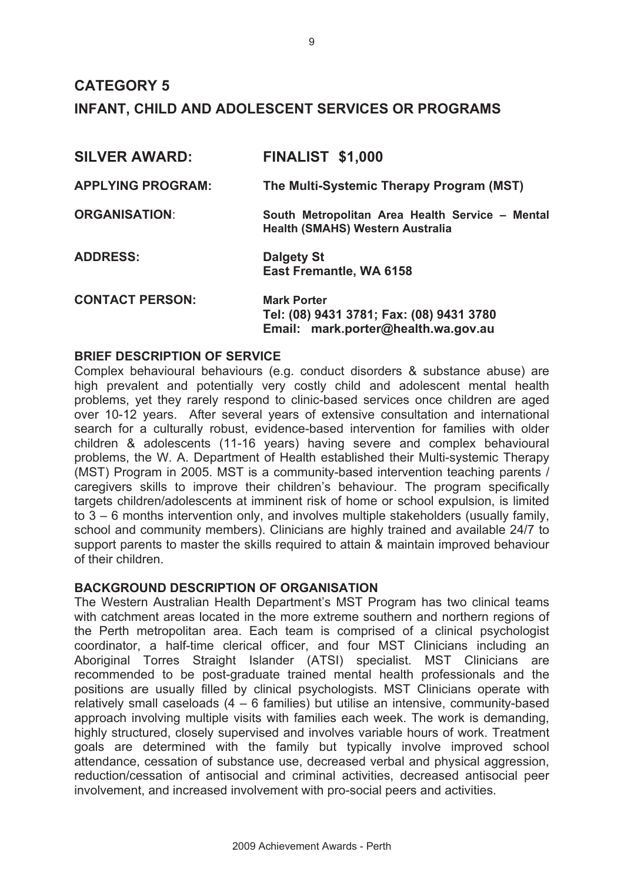# CATEGORY 5

# INFANT, CHILD AND ADOLESCENT SERVICES OR PROGRAMS

| | |
|---|---|
| **SILVER AWARD:** | **FINALIST $1,000** |
| **APPLYING PROGRAM:** | **The Multi-Systemic Therapy Program (MST)** |
| **ORGANISATION:** | **South Metropolitan Area Health Service – Mental Health (SMAHS) Western Australia** |
| **ADDRESS:** | **Dalgety St**<br>**East Fremantle, WA 6158** |
| **CONTACT PERSON:** | **Mark Porter**<br>**Tel: (08) 9431 3781; Fax: (08) 9431 3780**<br>**Email: mark.porter@health.wa.gov.au** |

## BRIEF DESCRIPTION OF SERVICE

Complex behavioural behaviours (e.g. conduct disorders & substance abuse) are high prevalent and potentially very costly child and adolescent mental health problems, yet they rarely respond to clinic-based services once children are aged over 10-12 years. After several years of extensive consultation and international search for a culturally robust, evidence-based intervention for families with older children & adolescents (11-16 years) having severe and complex behavioural problems, the W. A. Department of Health established their Multi-systemic Therapy (MST) Program in 2005. MST is a community-based intervention teaching parents / caregivers skills to improve their children's behaviour. The program specifically targets children/adolescents at imminent risk of home or school expulsion, is limited to 3 – 6 months intervention only, and involves multiple stakeholders (usually family, school and community members). Clinicians are highly trained and available 24/7 to support parents to master the skills required to attain & maintain improved behaviour of their children.

## BACKGROUND DESCRIPTION OF ORGANISATION

The Western Australian Health Department's MST Program has two clinical teams with catchment areas located in the more extreme southern and northern regions of the Perth metropolitan area. Each team is comprised of a clinical psychologist coordinator, a half-time clerical officer, and four MST Clinicians including an Aboriginal Torres Straight Islander (ATSI) specialist. MST Clinicians are recommended to be post-graduate trained mental health professionals and the positions are usually filled by clinical psychologists. MST Clinicians operate with relatively small caseloads (4 – 6 families) but utilise an intensive, community-based approach involving multiple visits with families each week. The work is demanding, highly structured, closely supervised and involves variable hours of work. Treatment goals are determined with the family but typically involve improved school attendance, cessation of substance use, decreased verbal and physical aggression, reduction/cessation of antisocial and criminal activities, decreased antisocial peer involvement, and increased involvement with pro-social peers and activities.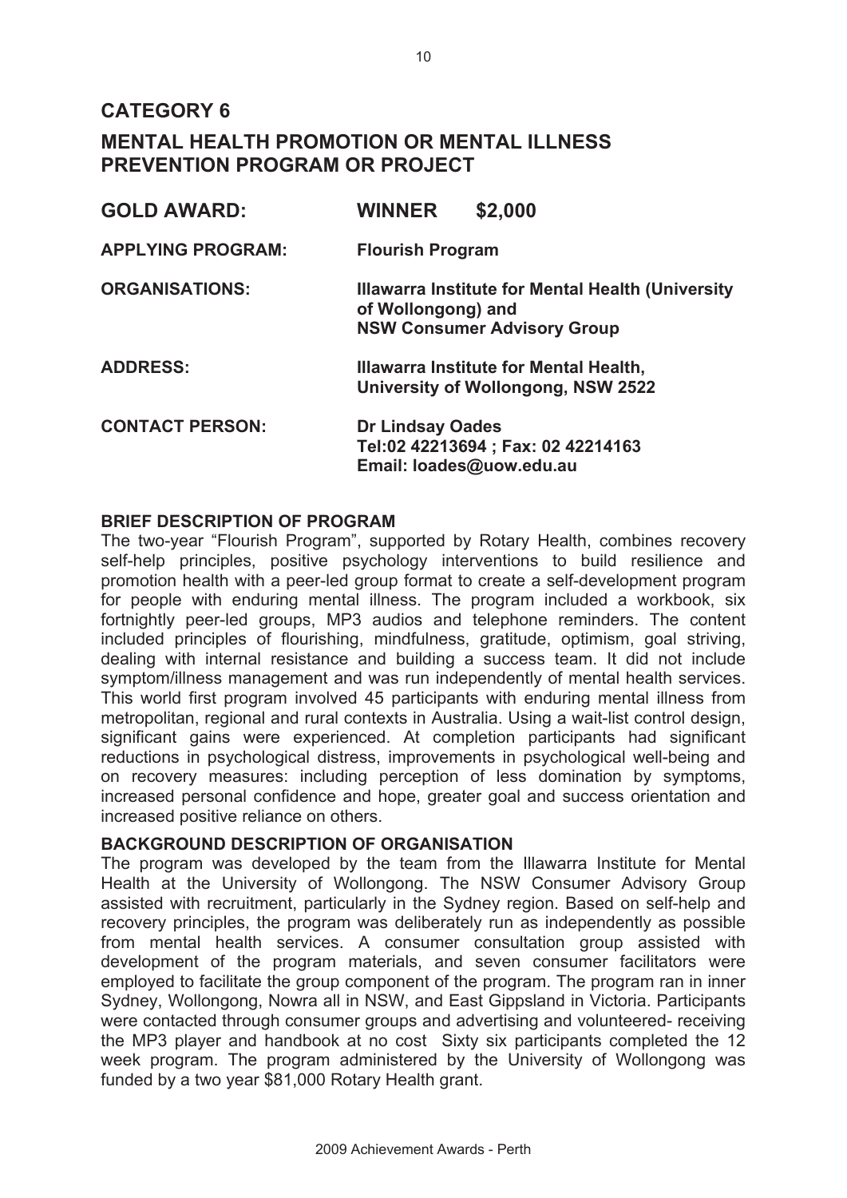# CATEGORY 6

# MENTAL HEALTH PROMOTION OR MENTAL ILLNESS PREVENTION PROGRAM OR PROJECT

| | |
|---|---|
| **GOLD AWARD:** | **WINNER $2,000** |
| **APPLYING PROGRAM:** | **Flourish Program** |
| **ORGANISATIONS:** | **Illawarra Institute for Mental Health (University of Wollongong) and NSW Consumer Advisory Group** |
| **ADDRESS:** | **Illawarra Institute for Mental Health, University of Wollongong, NSW 2522** |
| **CONTACT PERSON:** | **Dr Lindsay Oades**<br>**Tel:02 42213694 ; Fax: 02 42214163**<br>**Email: loades@uow.edu.au** |

**BRIEF DESCRIPTION OF PROGRAM**

The two-year "Flourish Program", supported by Rotary Health, combines recovery self-help principles, positive psychology interventions to build resilience and promotion health with a peer-led group format to create a self-development program for people with enduring mental illness. The program included a workbook, six fortnightly peer-led groups, MP3 audios and telephone reminders. The content included principles of flourishing, mindfulness, gratitude, optimism, goal striving, dealing with internal resistance and building a success team. It did not include symptom/illness management and was run independently of mental health services. This world first program involved 45 participants with enduring mental illness from metropolitan, regional and rural contexts in Australia. Using a wait-list control design, significant gains were experienced. At completion participants had significant reductions in psychological distress, improvements in psychological well-being and on recovery measures: including perception of less domination by symptoms, increased personal confidence and hope, greater goal and success orientation and increased positive reliance on others.

**BACKGROUND DESCRIPTION OF ORGANISATION**

The program was developed by the team from the Illawarra Institute for Mental Health at the University of Wollongong. The NSW Consumer Advisory Group assisted with recruitment, particularly in the Sydney region. Based on self-help and recovery principles, the program was deliberately run as independently as possible from mental health services. A consumer consultation group assisted with development of the program materials, and seven consumer facilitators were employed to facilitate the group component of the program. The program ran in inner Sydney, Wollongong, Nowra all in NSW, and East Gippsland in Victoria. Participants were contacted through consumer groups and advertising and volunteered- receiving the MP3 player and handbook at no cost Sixty six participants completed the 12 week program. The program administered by the University of Wollongong was funded by a two year $81,000 Rotary Health grant.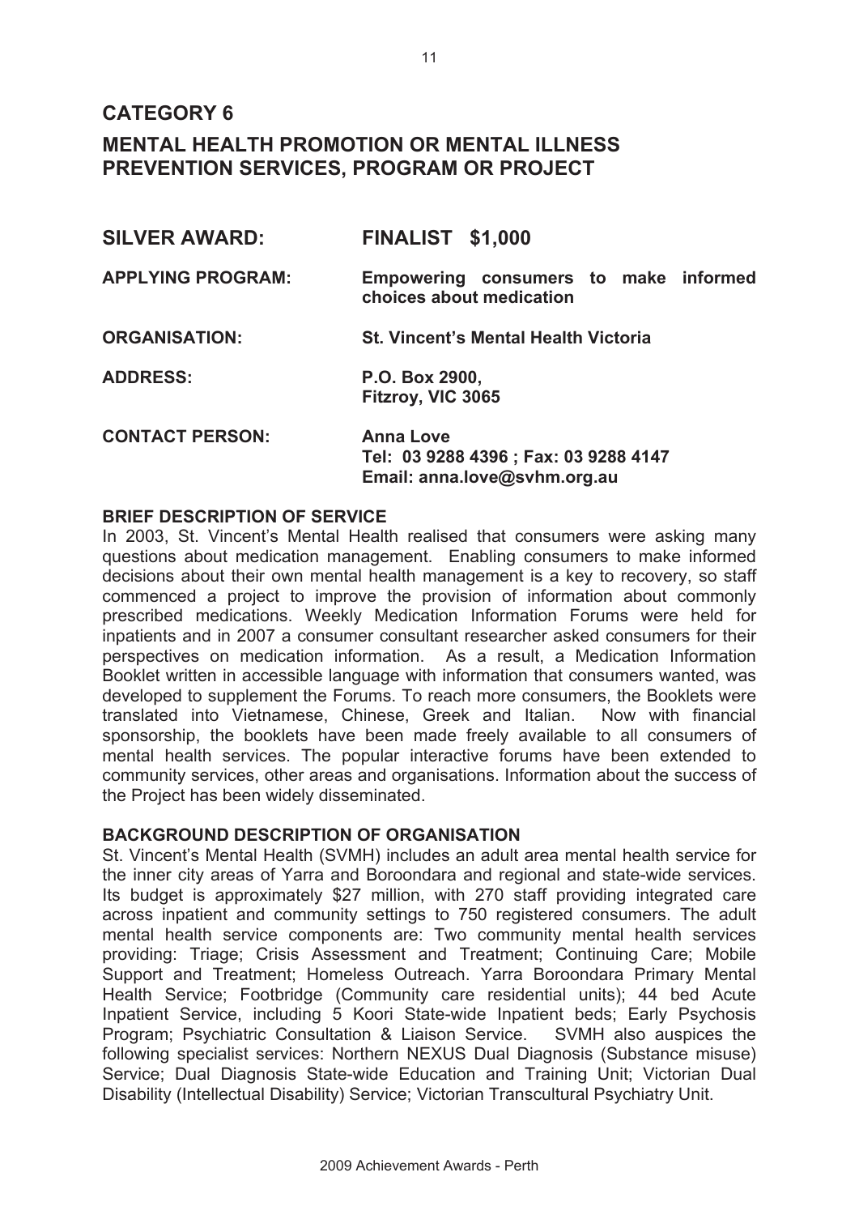## CATEGORY 6

## MENTAL HEALTH PROMOTION OR MENTAL ILLNESS PREVENTION SERVICES, PROGRAM OR PROJECT

**SILVER AWARD:** **FINALIST $1,000**

**APPLYING PROGRAM:** **Empowering consumers to make informed choices about medication**

**ORGANISATION:** **St. Vincent's Mental Health Victoria**

**ADDRESS:** **P.O. Box 2900, Fitzroy, VIC 3065**

**CONTACT PERSON:** **Anna Love**
**Tel: 03 9288 4396 ; Fax: 03 9288 4147**
**Email: anna.love@svhm.org.au**

### BRIEF DESCRIPTION OF SERVICE

In 2003, St. Vincent's Mental Health realised that consumers were asking many questions about medication management. Enabling consumers to make informed decisions about their own mental health management is a key to recovery, so staff commenced a project to improve the provision of information about commonly prescribed medications. Weekly Medication Information Forums were held for inpatients and in 2007 a consumer consultant researcher asked consumers for their perspectives on medication information. As a result, a Medication Information Booklet written in accessible language with information that consumers wanted, was developed to supplement the Forums. To reach more consumers, the Booklets were translated into Vietnamese, Chinese, Greek and Italian. Now with financial sponsorship, the booklets have been made freely available to all consumers of mental health services. The popular interactive forums have been extended to community services, other areas and organisations. Information about the success of the Project has been widely disseminated.

### BACKGROUND DESCRIPTION OF ORGANISATION

St. Vincent's Mental Health (SVMH) includes an adult area mental health service for the inner city areas of Yarra and Boroondara and regional and state-wide services. Its budget is approximately $27 million, with 270 staff providing integrated care across inpatient and community settings to 750 registered consumers. The adult mental health service components are: Two community mental health services providing: Triage; Crisis Assessment and Treatment; Continuing Care; Mobile Support and Treatment; Homeless Outreach. Yarra Boroondara Primary Mental Health Service; Footbridge (Community care residential units); 44 bed Acute Inpatient Service, including 5 Koori State-wide Inpatient beds; Early Psychosis Program; Psychiatric Consultation & Liaison Service. SVMH also auspices the following specialist services: Northern NEXUS Dual Diagnosis (Substance misuse) Service; Dual Diagnosis State-wide Education and Training Unit; Victorian Dual Disability (Intellectual Disability) Service; Victorian Transcultural Psychiatry Unit.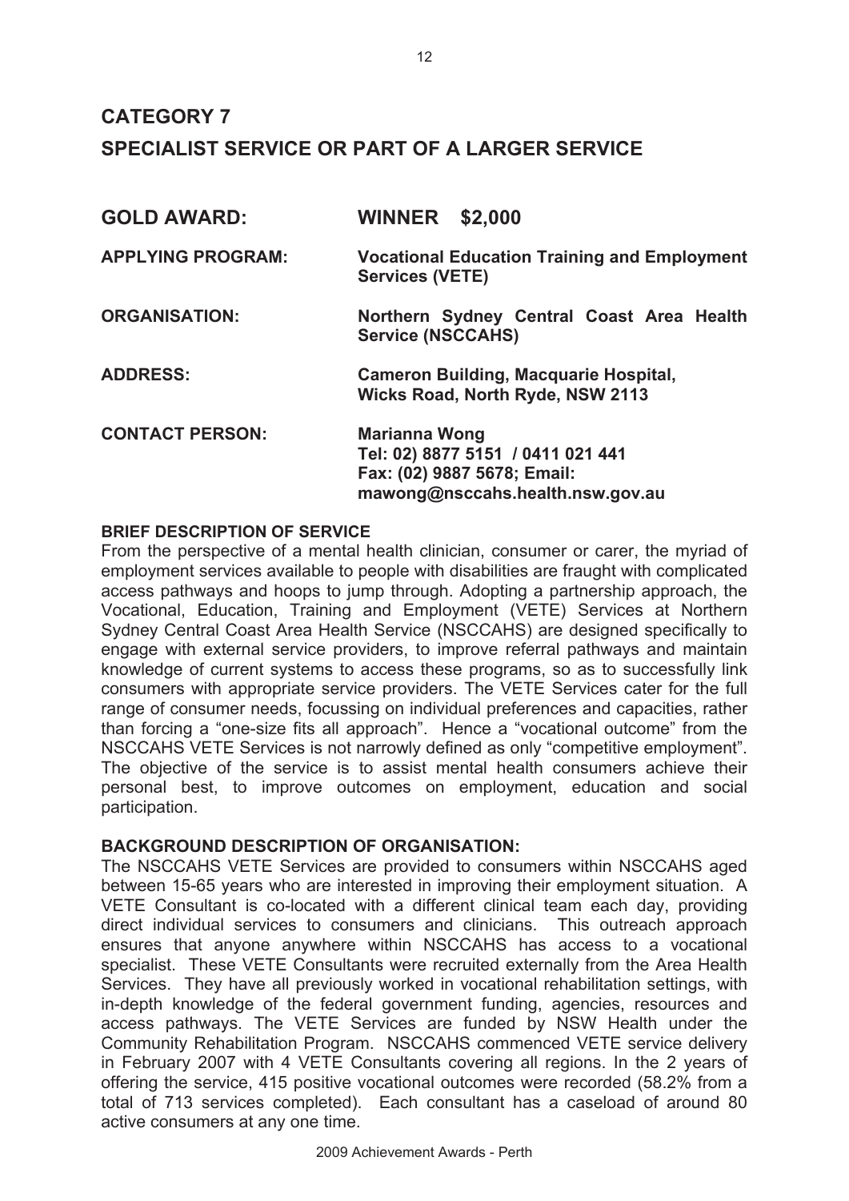# CATEGORY 7

# SPECIALIST SERVICE OR PART OF A LARGER SERVICE

| | |
|---|---|
| **GOLD AWARD:** | **WINNER $2,000** |
| **APPLYING PROGRAM:** | **Vocational Education Training and Employment Services (VETE)** |
| **ORGANISATION:** | **Northern Sydney Central Coast Area Health Service (NSCCAHS)** |
| **ADDRESS:** | **Cameron Building, Macquarie Hospital, Wicks Road, North Ryde, NSW 2113** |
| **CONTACT PERSON:** | **Marianna Wong**<br>**Tel: 02) 8877 5151 / 0411 021 441**<br>**Fax: (02) 9887 5678; Email: mawong@nsccahs.health.nsw.gov.au** |

**BRIEF DESCRIPTION OF SERVICE**

From the perspective of a mental health clinician, consumer or carer, the myriad of employment services available to people with disabilities are fraught with complicated access pathways and hoops to jump through. Adopting a partnership approach, the Vocational, Education, Training and Employment (VETE) Services at Northern Sydney Central Coast Area Health Service (NSCCAHS) are designed specifically to engage with external service providers, to improve referral pathways and maintain knowledge of current systems to access these programs, so as to successfully link consumers with appropriate service providers. The VETE Services cater for the full range of consumer needs, focussing on individual preferences and capacities, rather than forcing a "one-size fits all approach". Hence a "vocational outcome" from the NSCCAHS VETE Services is not narrowly defined as only "competitive employment". The objective of the service is to assist mental health consumers achieve their personal best, to improve outcomes on employment, education and social participation.

**BACKGROUND DESCRIPTION OF ORGANISATION:**

The NSCCAHS VETE Services are provided to consumers within NSCCAHS aged between 15-65 years who are interested in improving their employment situation. A VETE Consultant is co-located with a different clinical team each day, providing direct individual services to consumers and clinicians. This outreach approach ensures that anyone anywhere within NSCCAHS has access to a vocational specialist. These VETE Consultants were recruited externally from the Area Health Services. They have all previously worked in vocational rehabilitation settings, with in-depth knowledge of the federal government funding, agencies, resources and access pathways. The VETE Services are funded by NSW Health under the Community Rehabilitation Program. NSCCAHS commenced VETE service delivery in February 2007 with 4 VETE Consultants covering all regions. In the 2 years of offering the service, 415 positive vocational outcomes were recorded (58.2% from a total of 713 services completed). Each consultant has a caseload of around 80 active consumers at any one time.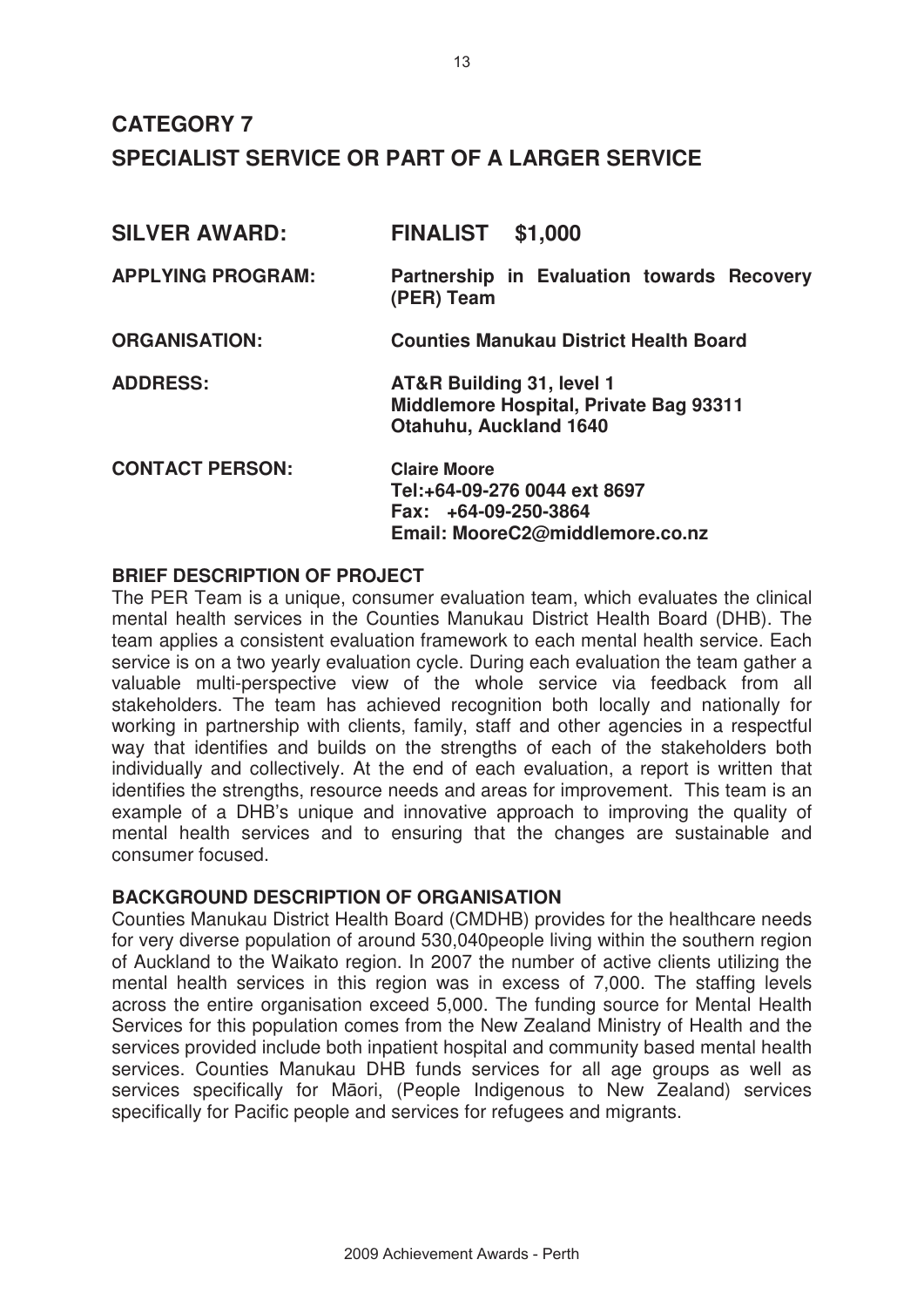# CATEGORY 7

# SPECIALIST SERVICE OR PART OF A LARGER SERVICE

| | |
|---|---|
| **SILVER AWARD:** | **FINALIST $1,000** |
| **APPLYING PROGRAM:** | **Partnership in Evaluation towards Recovery (PER) Team** |
| **ORGANISATION:** | **Counties Manukau District Health Board** |
| **ADDRESS:** | **AT&R Building 31, level 1**<br>**Middlemore Hospital, Private Bag 93311**<br>**Otahuhu, Auckland 1640** |
| **CONTACT PERSON:** | **Claire Moore**<br>**Tel:+64-09-276 0044 ext 8697**<br>**Fax: +64-09-250-3864**<br>**Email: MooreC2@middlemore.co.nz** |

**BRIEF DESCRIPTION OF PROJECT**

The PER Team is a unique, consumer evaluation team, which evaluates the clinical mental health services in the Counties Manukau District Health Board (DHB). The team applies a consistent evaluation framework to each mental health service. Each service is on a two yearly evaluation cycle. During each evaluation the team gather a valuable multi-perspective view of the whole service via feedback from all stakeholders. The team has achieved recognition both locally and nationally for working in partnership with clients, family, staff and other agencies in a respectful way that identifies and builds on the strengths of each of the stakeholders both individually and collectively. At the end of each evaluation, a report is written that identifies the strengths, resource needs and areas for improvement. This team is an example of a DHB's unique and innovative approach to improving the quality of mental health services and to ensuring that the changes are sustainable and consumer focused.

**BACKGROUND DESCRIPTION OF ORGANISATION**

Counties Manukau District Health Board (CMDHB) provides for the healthcare needs for very diverse population of around 530,040people living within the southern region of Auckland to the Waikato region. In 2007 the number of active clients utilizing the mental health services in this region was in excess of 7,000. The staffing levels across the entire organisation exceed 5,000. The funding source for Mental Health Services for this population comes from the New Zealand Ministry of Health and the services provided include both inpatient hospital and community based mental health services. Counties Manukau DHB funds services for all age groups as well as services specifically for Māori, (People Indigenous to New Zealand) services specifically for Pacific people and services for refugees and migrants.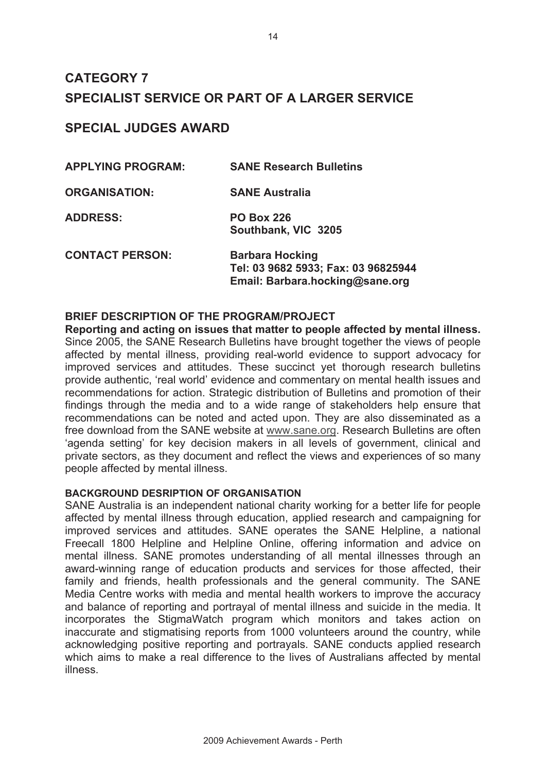# CATEGORY 7

# SPECIALIST SERVICE OR PART OF A LARGER SERVICE

## SPECIAL JUDGES AWARD

**APPLYING PROGRAM:** **SANE Research Bulletins**

**ORGANISATION:** **SANE Australia**

**ADDRESS:** **PO Box 226**
**Southbank, VIC 3205**

**CONTACT PERSON:** **Barbara Hocking**
**Tel: 03 9682 5933; Fax: 03 96825944**
**Email: Barbara.hocking@sane.org**

### BRIEF DESCRIPTION OF THE PROGRAM/PROJECT

**Reporting and acting on issues that matter to people affected by mental illness.** Since 2005, the SANE Research Bulletins have brought together the views of people affected by mental illness, providing real-world evidence to support advocacy for improved services and attitudes. These succinct yet thorough research bulletins provide authentic, 'real world' evidence and commentary on mental health issues and recommendations for action. Strategic distribution of Bulletins and promotion of their findings through the media and to a wide range of stakeholders help ensure that recommendations can be noted and acted upon. They are also disseminated as a free download from the SANE website at www.sane.org. Research Bulletins are often 'agenda setting' for key decision makers in all levels of government, clinical and private sectors, as they document and reflect the views and experiences of so many people affected by mental illness.

#### BACKGROUND DESRIPTION OF ORGANISATION

SANE Australia is an independent national charity working for a better life for people affected by mental illness through education, applied research and campaigning for improved services and attitudes. SANE operates the SANE Helpline, a national Freecall 1800 Helpline and Helpline Online, offering information and advice on mental illness. SANE promotes understanding of all mental illnesses through an award-winning range of education products and services for those affected, their family and friends, health professionals and the general community. The SANE Media Centre works with media and mental health workers to improve the accuracy and balance of reporting and portrayal of mental illness and suicide in the media. It incorporates the StigmaWatch program which monitors and takes action on inaccurate and stigmatising reports from 1000 volunteers around the country, while acknowledging positive reporting and portrayals. SANE conducts applied research which aims to make a real difference to the lives of Australians affected by mental illness.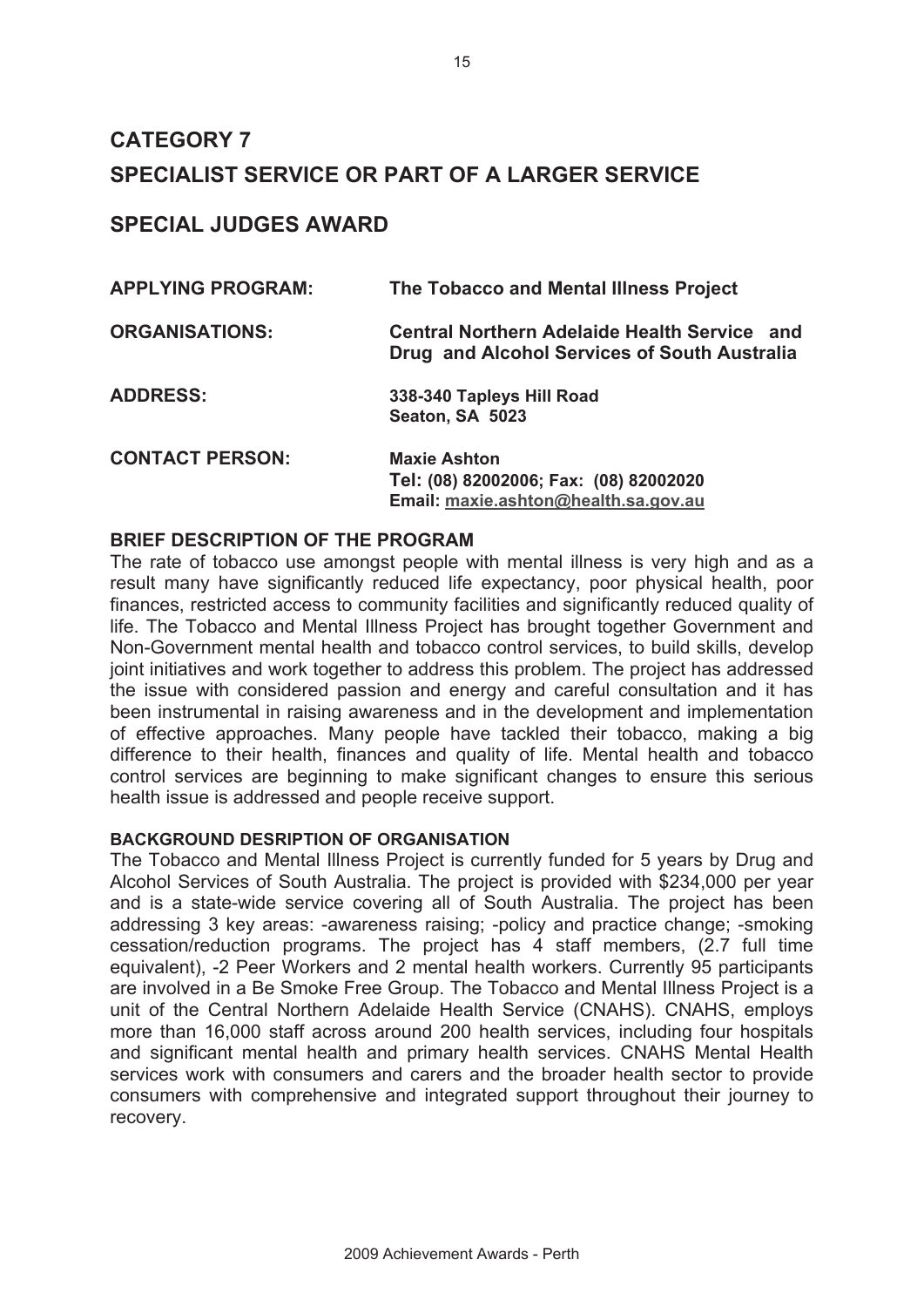# CATEGORY 7

# SPECIALIST SERVICE OR PART OF A LARGER SERVICE

## SPECIAL JUDGES AWARD

| | |
|---|---|
| **APPLYING PROGRAM:** | **The Tobacco and Mental Illness Project** |
| **ORGANISATIONS:** | **Central Northern Adelaide Health Service and Drug and Alcohol Services of South Australia** |
| **ADDRESS:** | **338-340 Tapleys Hill Road**<br>**Seaton, SA 5023** |
| **CONTACT PERSON:** | **Maxie Ashton**<br>**Tel: (08) 82002006; Fax: (08) 82002020**<br>**Email: maxie.ashton@health.sa.gov.au** |

### BRIEF DESCRIPTION OF THE PROGRAM

The rate of tobacco use amongst people with mental illness is very high and as a result many have significantly reduced life expectancy, poor physical health, poor finances, restricted access to community facilities and significantly reduced quality of life. The Tobacco and Mental Illness Project has brought together Government and Non-Government mental health and tobacco control services, to build skills, develop joint initiatives and work together to address this problem. The project has addressed the issue with considered passion and energy and careful consultation and it has been instrumental in raising awareness and in the development and implementation of effective approaches. Many people have tackled their tobacco, making a big difference to their health, finances and quality of life. Mental health and tobacco control services are beginning to make significant changes to ensure this serious health issue is addressed and people receive support.

#### BACKGROUND DESRIPTION OF ORGANISATION

The Tobacco and Mental Illness Project is currently funded for 5 years by Drug and Alcohol Services of South Australia. The project is provided with $234,000 per year and is a state-wide service covering all of South Australia. The project has been addressing 3 key areas: -awareness raising; -policy and practice change; -smoking cessation/reduction programs. The project has 4 staff members, (2.7 full time equivalent), -2 Peer Workers and 2 mental health workers. Currently 95 participants are involved in a Be Smoke Free Group. The Tobacco and Mental Illness Project is a unit of the Central Northern Adelaide Health Service (CNAHS). CNAHS, employs more than 16,000 staff across around 200 health services, including four hospitals and significant mental health and primary health services. CNAHS Mental Health services work with consumers and carers and the broader health sector to provide consumers with comprehensive and integrated support throughout their journey to recovery.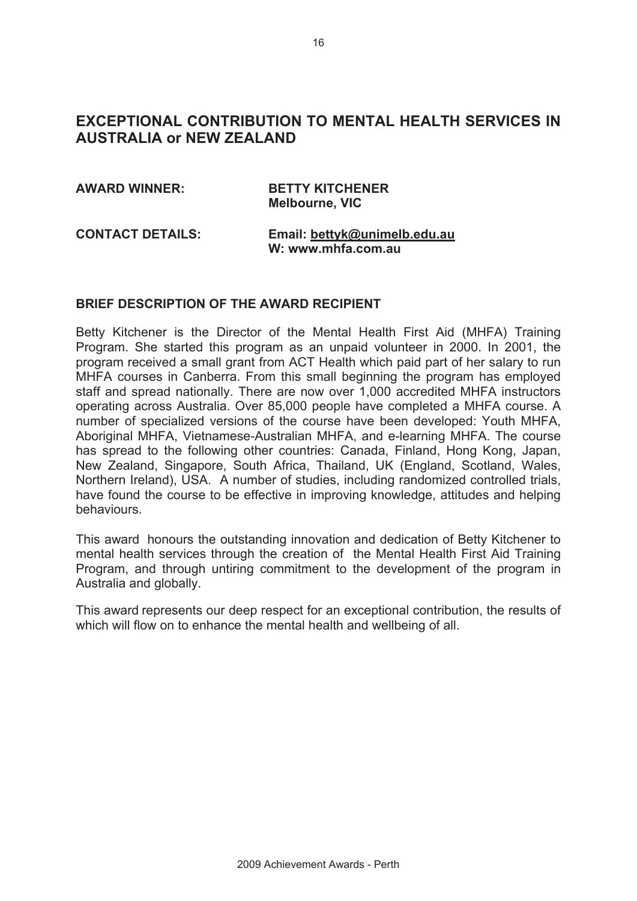## EXCEPTIONAL CONTRIBUTION TO MENTAL HEALTH SERVICES IN AUSTRALIA or NEW ZEALAND

**AWARD WINNER:** **BETTY KITCHENER**
**Melbourne, VIC**

**CONTACT DETAILS:** **Email: bettyk@unimelb.edu.au**
**W: www.mhfa.com.au**

### BRIEF DESCRIPTION OF THE AWARD RECIPIENT

Betty Kitchener is the Director of the Mental Health First Aid (MHFA) Training Program. She started this program as an unpaid volunteer in 2000. In 2001, the program received a small grant from ACT Health which paid part of her salary to run MHFA courses in Canberra. From this small beginning the program has employed staff and spread nationally. There are now over 1,000 accredited MHFA instructors operating across Australia. Over 85,000 people have completed a MHFA course. A number of specialized versions of the course have been developed: Youth MHFA, Aboriginal MHFA, Vietnamese-Australian MHFA, and e-learning MHFA. The course has spread to the following other countries: Canada, Finland, Hong Kong, Japan, New Zealand, Singapore, South Africa, Thailand, UK (England, Scotland, Wales, Northern Ireland), USA. A number of studies, including randomized controlled trials, have found the course to be effective in improving knowledge, attitudes and helping behaviours.

This award honours the outstanding innovation and dedication of Betty Kitchener to mental health services through the creation of the Mental Health First Aid Training Program, and through untiring commitment to the development of the program in Australia and globally.

This award represents our deep respect for an exceptional contribution, the results of which will flow on to enhance the mental health and wellbeing of all.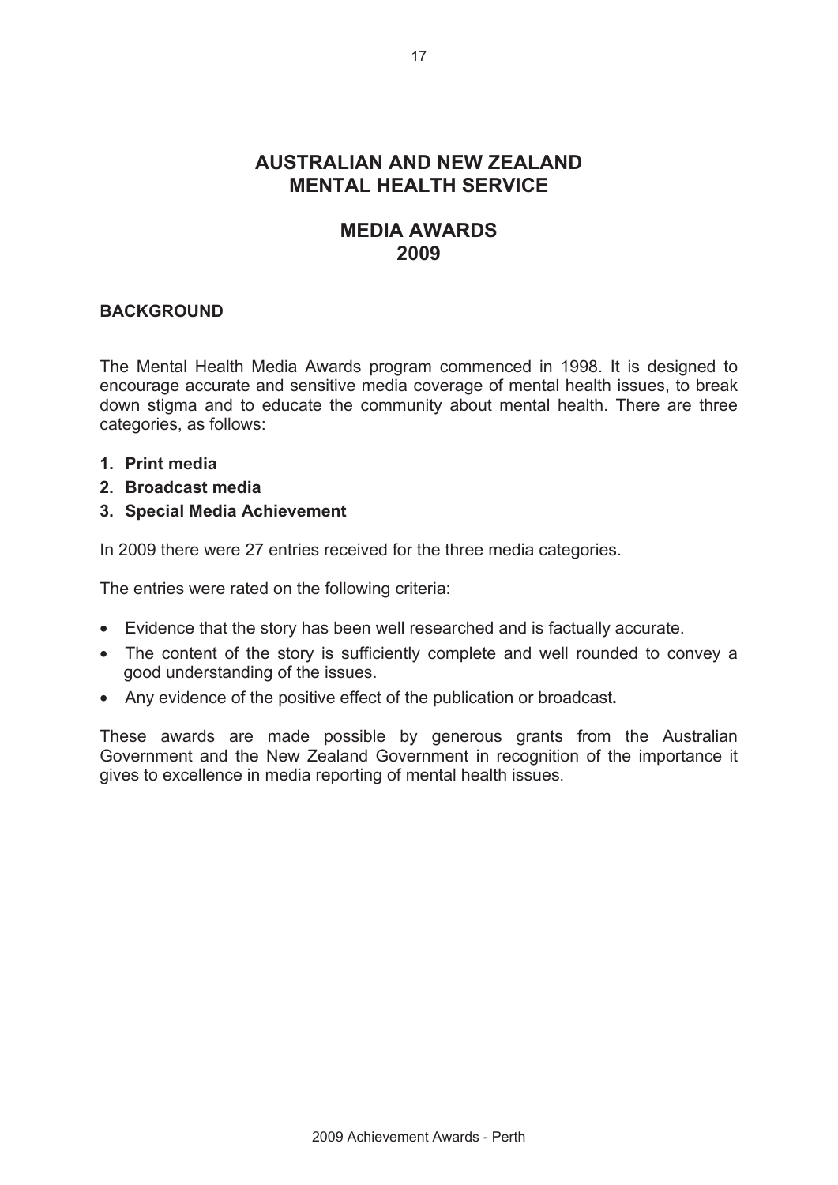# AUSTRALIAN AND NEW ZEALAND MENTAL HEALTH SERVICE

## MEDIA AWARDS 2009

### BACKGROUND

The Mental Health Media Awards program commenced in 1998. It is designed to encourage accurate and sensitive media coverage of mental health issues, to break down stigma and to educate the community about mental health. There are three categories, as follows:

1. **Print media**
2. **Broadcast media**
3. **Special Media Achievement**

In 2009 there were 27 entries received for the three media categories.

The entries were rated on the following criteria:

- Evidence that the story has been well researched and is factually accurate.
- The content of the story is sufficiently complete and well rounded to convey a good understanding of the issues.
- Any evidence of the positive effect of the publication or broadcast**.**

These awards are made possible by generous grants from the Australian Government and the New Zealand Government in recognition of the importance it gives to excellence in media reporting of mental health issues.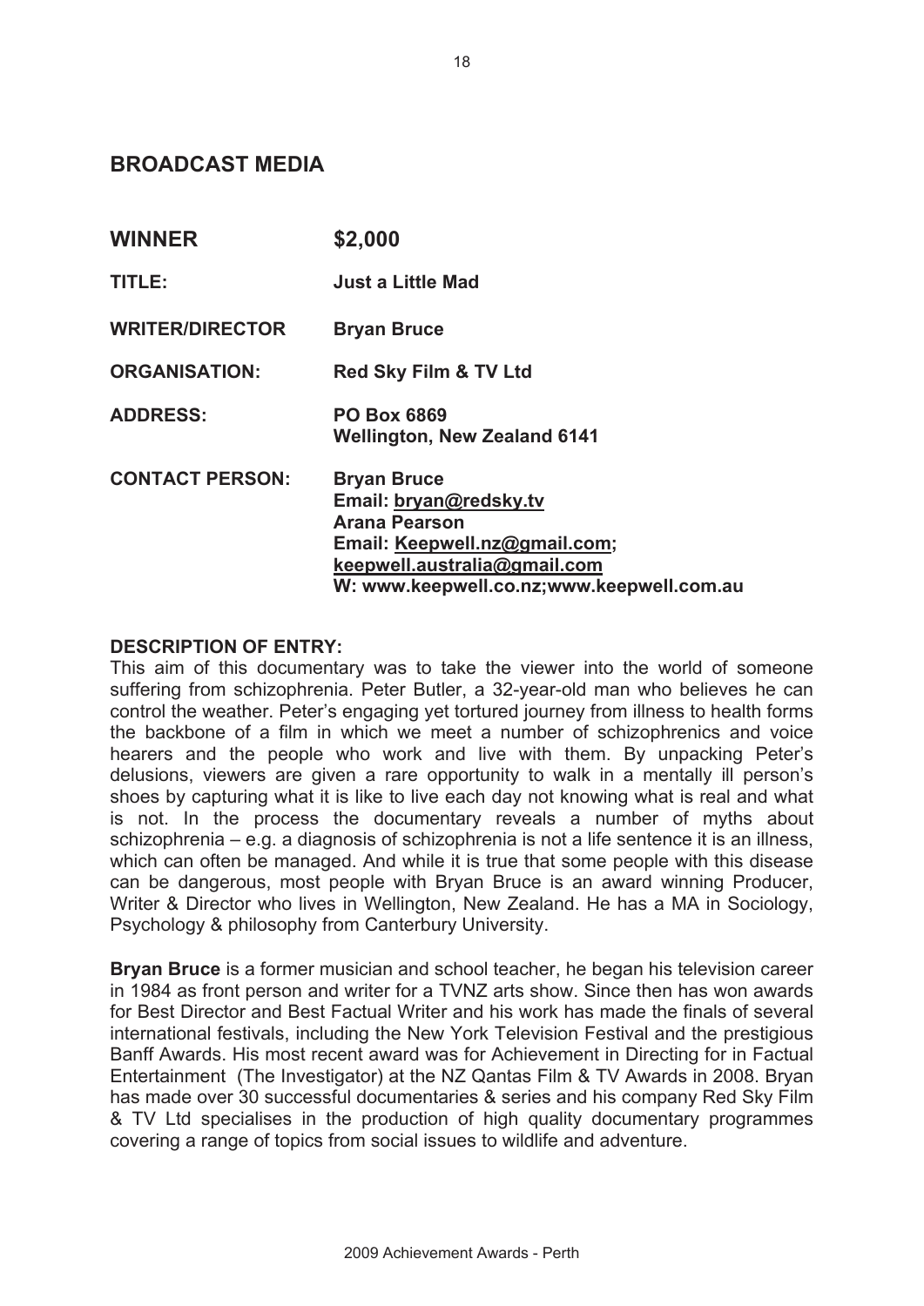## BROADCAST MEDIA

| | |
|---|---|
| **WINNER** | **$2,000** |
| **TITLE:** | **Just a Little Mad** |
| **WRITER/DIRECTOR** | **Bryan Bruce** |
| **ORGANISATION:** | **Red Sky Film & TV Ltd** |
| **ADDRESS:** | **PO Box 6869**<br>**Wellington, New Zealand 6141** |
| **CONTACT PERSON:** | **Bryan Bruce**<br>**Email: bryan@redsky.tv**<br>**Arana Pearson**<br>**Email: Keepwell.nz@gmail.com;**<br>**keepwell.australia@gmail.com**<br>**W: www.keepwell.co.nz;www.keepwell.com.au** |

**DESCRIPTION OF ENTRY:**

This aim of this documentary was to take the viewer into the world of someone suffering from schizophrenia. Peter Butler, a 32-year-old man who believes he can control the weather. Peter's engaging yet tortured journey from illness to health forms the backbone of a film in which we meet a number of schizophrenics and voice hearers and the people who work and live with them. By unpacking Peter's delusions, viewers are given a rare opportunity to walk in a mentally ill person's shoes by capturing what it is like to live each day not knowing what is real and what is not. In the process the documentary reveals a number of myths about schizophrenia – e.g. a diagnosis of schizophrenia is not a life sentence it is an illness, which can often be managed. And while it is true that some people with this disease can be dangerous, most people with Bryan Bruce is an award winning Producer, Writer & Director who lives in Wellington, New Zealand. He has a MA in Sociology, Psychology & philosophy from Canterbury University.

**Bryan Bruce** is a former musician and school teacher, he began his television career in 1984 as front person and writer for a TVNZ arts show. Since then has won awards for Best Director and Best Factual Writer and his work has made the finals of several international festivals, including the New York Television Festival and the prestigious Banff Awards. His most recent award was for Achievement in Directing for in Factual Entertainment (The Investigator) at the NZ Qantas Film & TV Awards in 2008. Bryan has made over 30 successful documentaries & series and his company Red Sky Film & TV Ltd specialises in the production of high quality documentary programmes covering a range of topics from social issues to wildlife and adventure.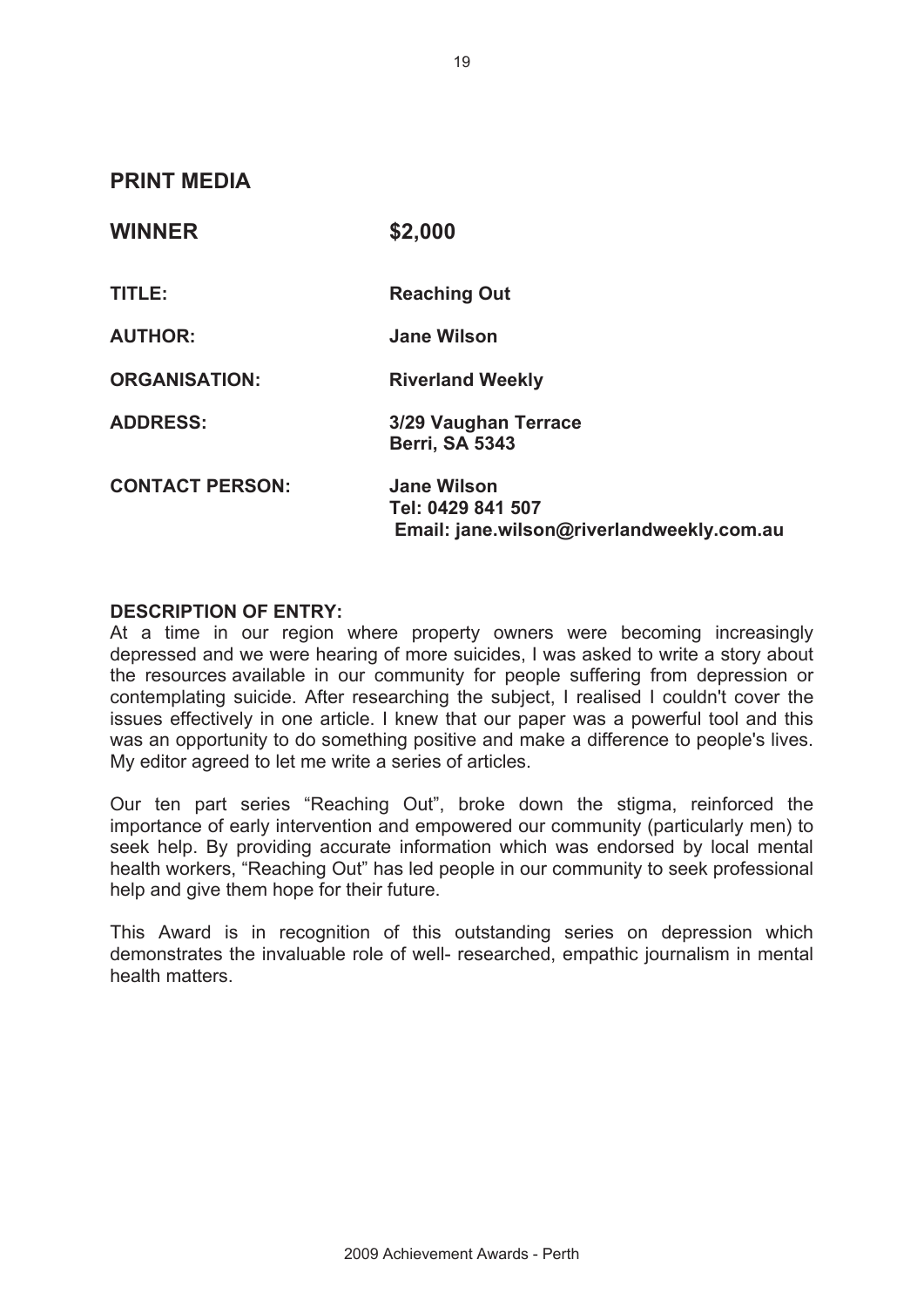## PRINT MEDIA

| | |
|---|---|
| **WINNER** | **$2,000** |
| **TITLE:** | **Reaching Out** |
| **AUTHOR:** | **Jane Wilson** |
| **ORGANISATION:** | **Riverland Weekly** |
| **ADDRESS:** | **3/29 Vaughan Terrace**<br>**Berri, SA 5343** |
| **CONTACT PERSON:** | **Jane Wilson**<br>**Tel: 0429 841 507**<br>**Email: jane.wilson@riverlandweekly.com.au** |

**DESCRIPTION OF ENTRY:**

At a time in our region where property owners were becoming increasingly depressed and we were hearing of more suicides, I was asked to write a story about the resources available in our community for people suffering from depression or contemplating suicide. After researching the subject, I realised I couldn't cover the issues effectively in one article. I knew that our paper was a powerful tool and this was an opportunity to do something positive and make a difference to people's lives. My editor agreed to let me write a series of articles.

Our ten part series "Reaching Out", broke down the stigma, reinforced the importance of early intervention and empowered our community (particularly men) to seek help. By providing accurate information which was endorsed by local mental health workers, "Reaching Out" has led people in our community to seek professional help and give them hope for their future.

This Award is in recognition of this outstanding series on depression which demonstrates the invaluable role of well- researched, empathic journalism in mental health matters.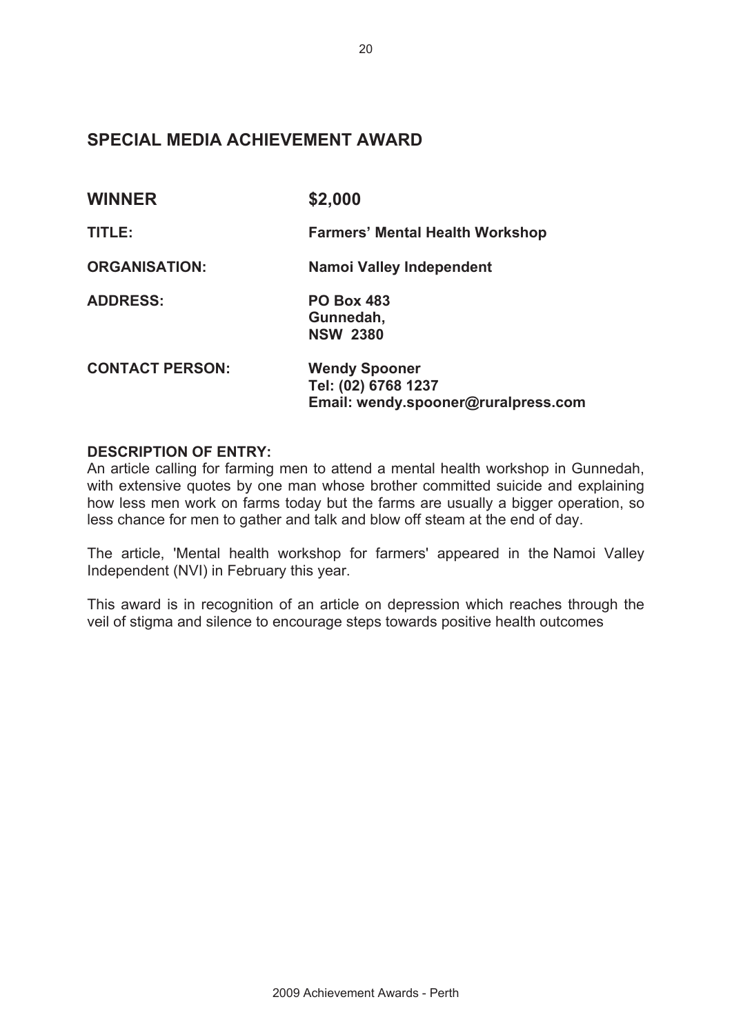## SPECIAL MEDIA ACHIEVEMENT AWARD

| | |
|---|---|
| **WINNER** | **$2,000** |
| **TITLE:** | **Farmers' Mental Health Workshop** |
| **ORGANISATION:** | **Namoi Valley Independent** |
| **ADDRESS:** | **PO Box 483**<br>**Gunnedah,**<br>**NSW 2380** |
| **CONTACT PERSON:** | **Wendy Spooner**<br>**Tel: (02) 6768 1237**<br>**Email: wendy.spooner@ruralpress.com** |

**DESCRIPTION OF ENTRY:**

An article calling for farming men to attend a mental health workshop in Gunnedah, with extensive quotes by one man whose brother committed suicide and explaining how less men work on farms today but the farms are usually a bigger operation, so less chance for men to gather and talk and blow off steam at the end of day.

The article, 'Mental health workshop for farmers' appeared in the Namoi Valley Independent (NVI) in February this year.

This award is in recognition of an article on depression which reaches through the veil of stigma and silence to encourage steps towards positive health outcomes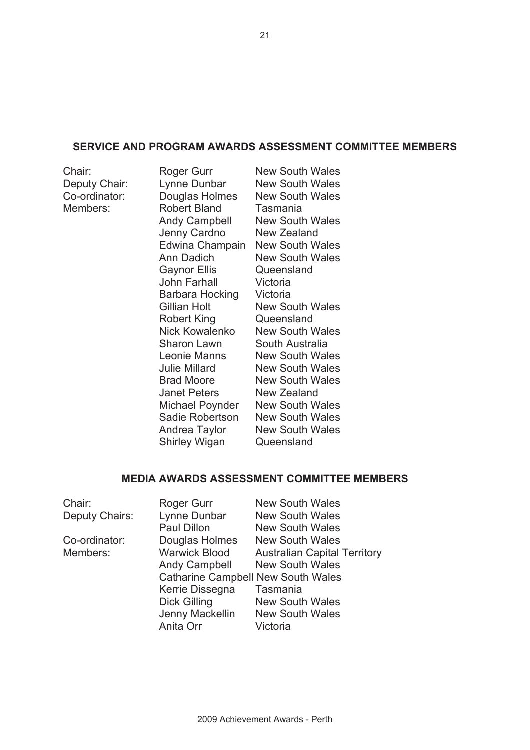## SERVICE AND PROGRAM AWARDS ASSESSMENT COMMITTEE MEMBERS

| | | |
|---|---|---|
| Chair: | Roger Gurr | New South Wales |
| Deputy Chair: | Lynne Dunbar | New South Wales |
| Co-ordinator: | Douglas Holmes | New South Wales |
| Members: | Robert Bland | Tasmania |
| | Andy Campbell | New South Wales |
| | Jenny Cardno | New Zealand |
| | Edwina Champain | New South Wales |
| | Ann Dadich | New South Wales |
| | Gaynor Ellis | Queensland |
| | John Farhall | Victoria |
| | Barbara Hocking | Victoria |
| | Gillian Holt | New South Wales |
| | Robert King | Queensland |
| | Nick Kowalenko | New South Wales |
| | Sharon Lawn | South Australia |
| | Leonie Manns | New South Wales |
| | Julie Millard | New South Wales |
| | Brad Moore | New South Wales |
| | Janet Peters | New Zealand |
| | Michael Poynder | New South Wales |
| | Sadie Robertson | New South Wales |
| | Andrea Taylor | New South Wales |
| | Shirley Wigan | Queensland |

## MEDIA AWARDS ASSESSMENT COMMITTEE MEMBERS

| | | |
|---|---|---|
| Chair: | Roger Gurr | New South Wales |
| Deputy Chairs: | Lynne Dunbar | New South Wales |
| | Paul Dillon | New South Wales |
| Co-ordinator: | Douglas Holmes | New South Wales |
| Members: | Warwick Blood | Australian Capital Territory |
| | Andy Campbell | New South Wales |
| | Catharine Campbell | New South Wales |
| | Kerrie Dissegna | Tasmania |
| | Dick Gilling | New South Wales |
| | Jenny Mackellin | New South Wales |
| | Anita Orr | Victoria |